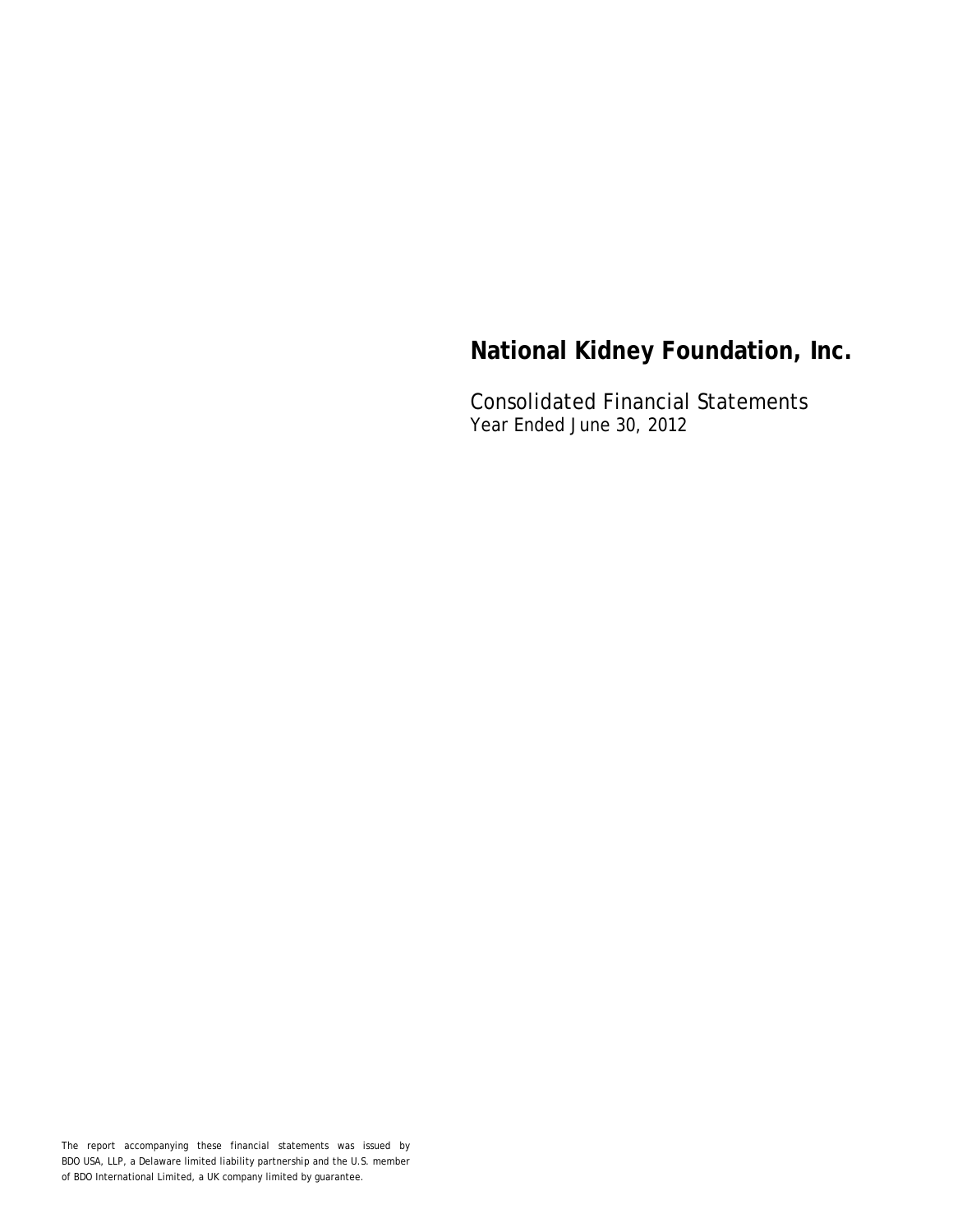# National Kidney Foundation, Inc.

Consolidated Financial Statements
Year Ended June 30, 2012

The report accompanying these financial statements was issued by BDO USA, LLP, a Delaware limited liability partnership and the U.S. member of BDO International Limited, a UK company limited by guarantee.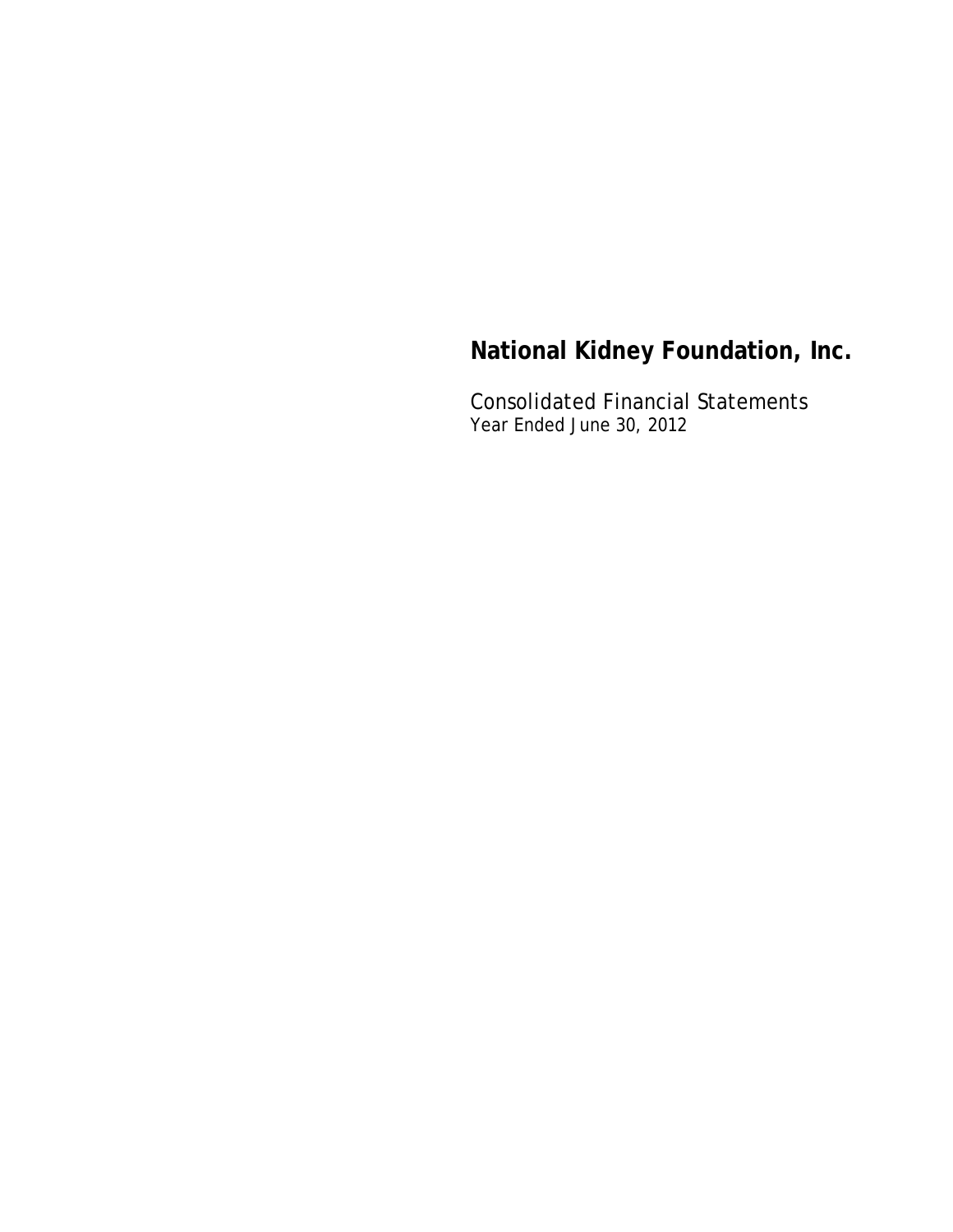# National Kidney Foundation, Inc.

Consolidated Financial Statements
Year Ended June 30, 2012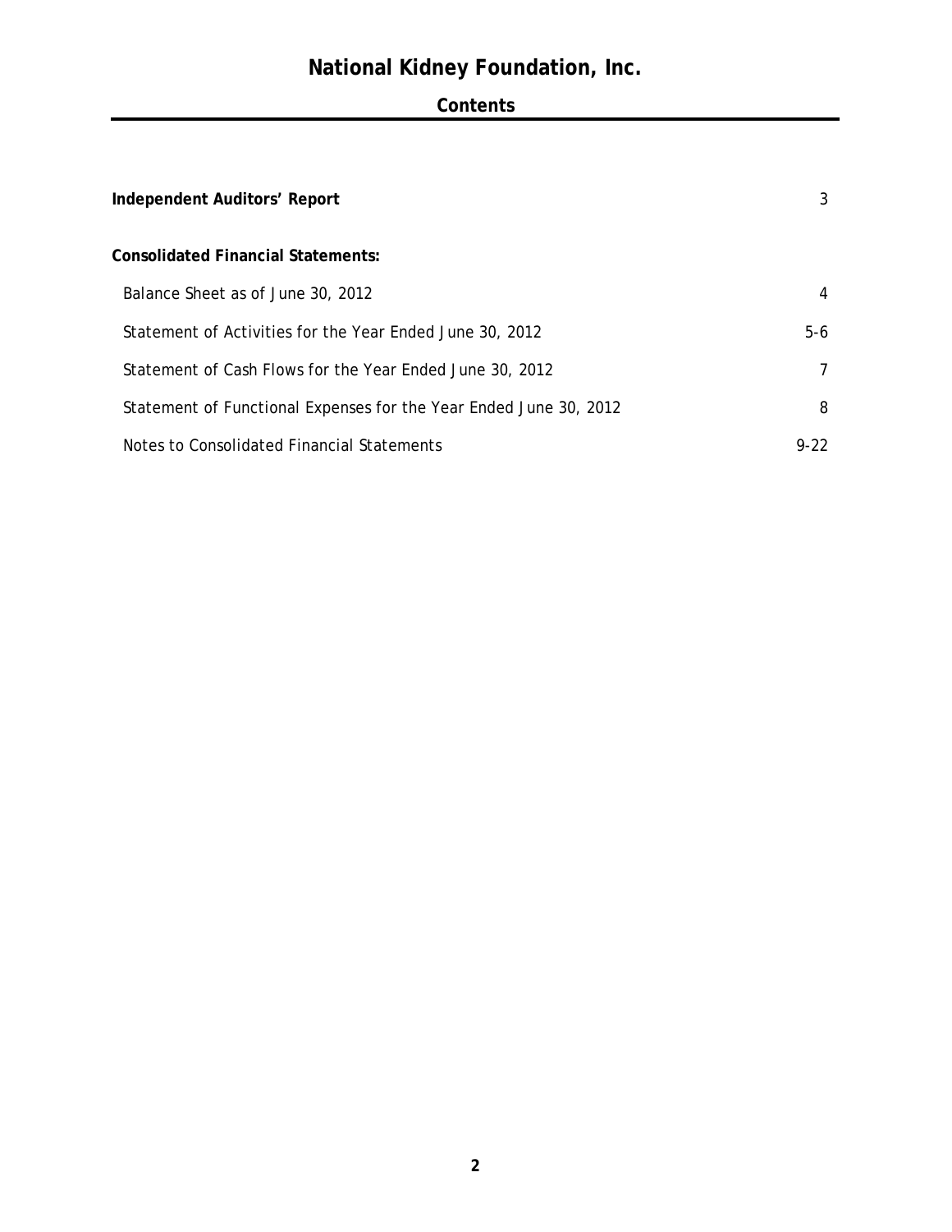# National Kidney Foundation, Inc.

## Contents

| | |
|---|---|
| **Independent Auditors' Report** | 3 |
| **Consolidated Financial Statements:** | |
| Balance Sheet as of June 30, 2012 | 4 |
| Statement of Activities for the Year Ended June 30, 2012 | 5-6 |
| Statement of Cash Flows for the Year Ended June 30, 2012 | 7 |
| Statement of Functional Expenses for the Year Ended June 30, 2012 | 8 |
| Notes to Consolidated Financial Statements | 9-22 |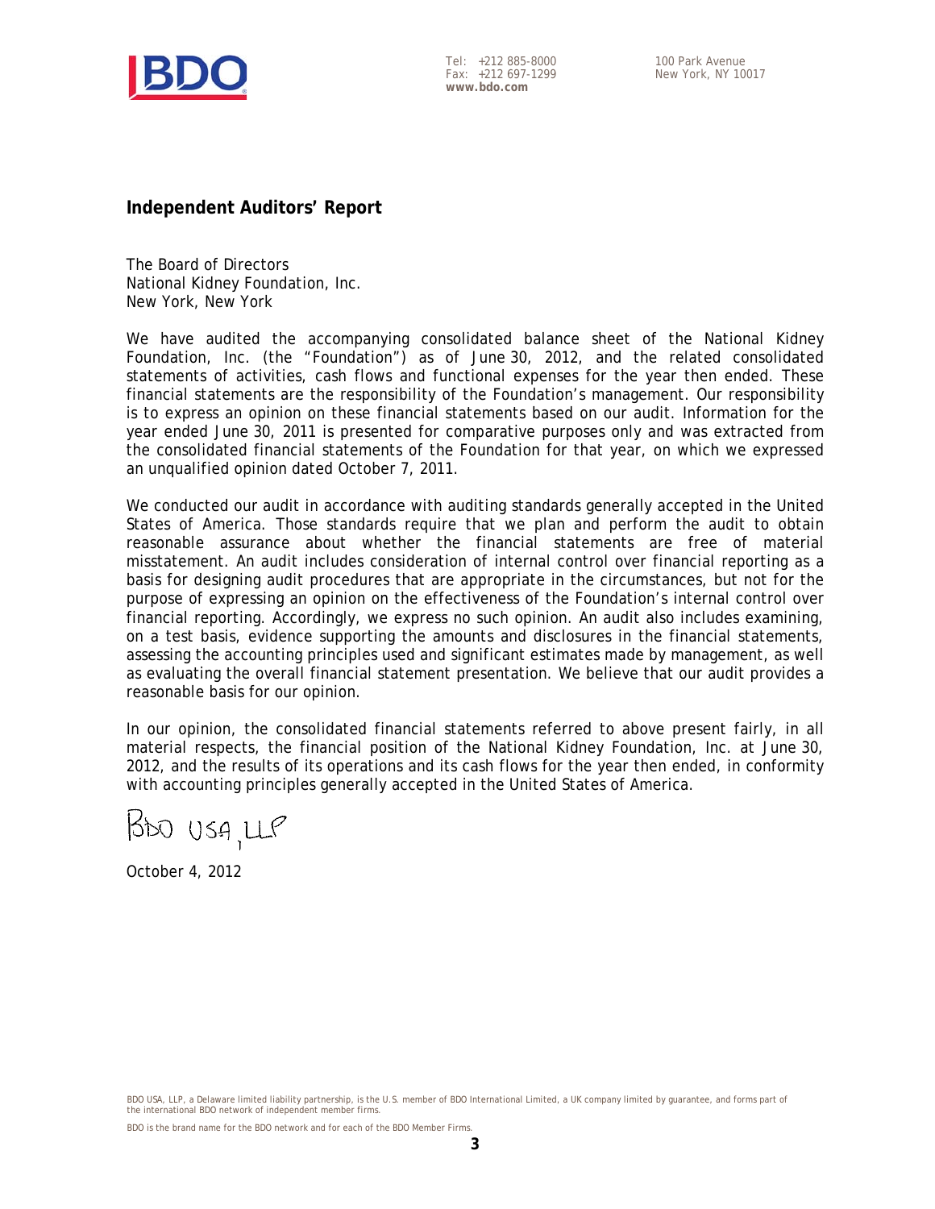Tel: +212 885-8000
Fax: +212 697-1299
**www.bdo.com**

100 Park Avenue
New York, NY 10017

## Independent Auditors' Report

The Board of Directors
National Kidney Foundation, Inc.
New York, New York

We have audited the accompanying consolidated balance sheet of the National Kidney Foundation, Inc. (the "Foundation") as of June 30, 2012, and the related consolidated statements of activities, cash flows and functional expenses for the year then ended. These financial statements are the responsibility of the Foundation's management. Our responsibility is to express an opinion on these financial statements based on our audit. Information for the year ended June 30, 2011 is presented for comparative purposes only and was extracted from the consolidated financial statements of the Foundation for that year, on which we expressed an unqualified opinion dated October 7, 2011.

We conducted our audit in accordance with auditing standards generally accepted in the United States of America. Those standards require that we plan and perform the audit to obtain reasonable assurance about whether the financial statements are free of material misstatement. An audit includes consideration of internal control over financial reporting as a basis for designing audit procedures that are appropriate in the circumstances, but not for the purpose of expressing an opinion on the effectiveness of the Foundation's internal control over financial reporting. Accordingly, we express no such opinion. An audit also includes examining, on a test basis, evidence supporting the amounts and disclosures in the financial statements, assessing the accounting principles used and significant estimates made by management, as well as evaluating the overall financial statement presentation. We believe that our audit provides a reasonable basis for our opinion.

In our opinion, the consolidated financial statements referred to above present fairly, in all material respects, the financial position of the National Kidney Foundation, Inc. at June 30, 2012, and the results of its operations and its cash flows for the year then ended, in conformity with accounting principles generally accepted in the United States of America.

BDO USA, LLP

October 4, 2012

BDO USA, LLP, a Delaware limited liability partnership, is the U.S. member of BDO International Limited, a UK company limited by guarantee, and forms part of the international BDO network of independent member firms.

BDO is the brand name for the BDO network and for each of the BDO Member Firms.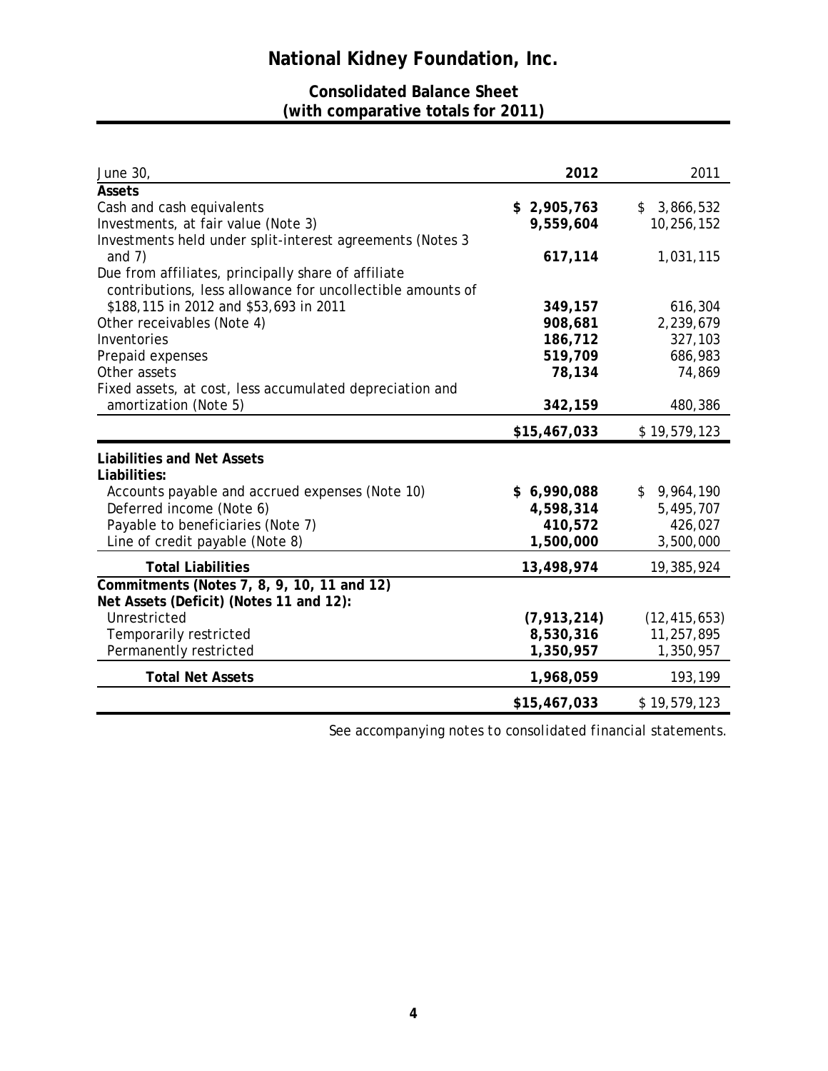# National Kidney Foundation, Inc.

## Consolidated Balance Sheet
## (with comparative totals for 2011)

| June 30, | 2012 | 2011 |
|---|---|---|
| **Assets** | | |
| Cash and cash equivalents | **$ 2,905,763** | $ 3,866,532 |
| Investments, at fair value (Note 3) | **9,559,604** | 10,256,152 |
| Investments held under split-interest agreements (Notes 3 and 7) | **617,114** | 1,031,115 |
| Due from affiliates, principally share of affiliate contributions, less allowance for uncollectible amounts of $188,115 in 2012 and $53,693 in 2011 | **349,157** | 616,304 |
| Other receivables (Note 4) | **908,681** | 2,239,679 |
| Inventories | **186,712** | 327,103 |
| Prepaid expenses | **519,709** | 686,983 |
| Other assets | **78,134** | 74,869 |
| Fixed assets, at cost, less accumulated depreciation and amortization (Note 5) | **342,159** | 480,386 |
| | **$15,467,033** | $ 19,579,123 |
| **Liabilities and Net Assets** | | |
| **Liabilities:** | | |
| Accounts payable and accrued expenses (Note 10) | **$ 6,990,088** | $ 9,964,190 |
| Deferred income (Note 6) | **4,598,314** | 5,495,707 |
| Payable to beneficiaries (Note 7) | **410,572** | 426,027 |
| Line of credit payable (Note 8) | **1,500,000** | 3,500,000 |
| **Total Liabilities** | **13,498,974** | 19,385,924 |
| **Commitments (Notes 7, 8, 9, 10, 11 and 12)** | | |
| **Net Assets (Deficit) (Notes 11 and 12):** | | |
| Unrestricted | **(7,913,214)** | (12,415,653) |
| Temporarily restricted | **8,530,316** | 11,257,895 |
| Permanently restricted | **1,350,957** | 1,350,957 |
| **Total Net Assets** | **1,968,059** | 193,199 |
| | **$15,467,033** | $ 19,579,123 |

*See accompanying notes to consolidated financial statements.*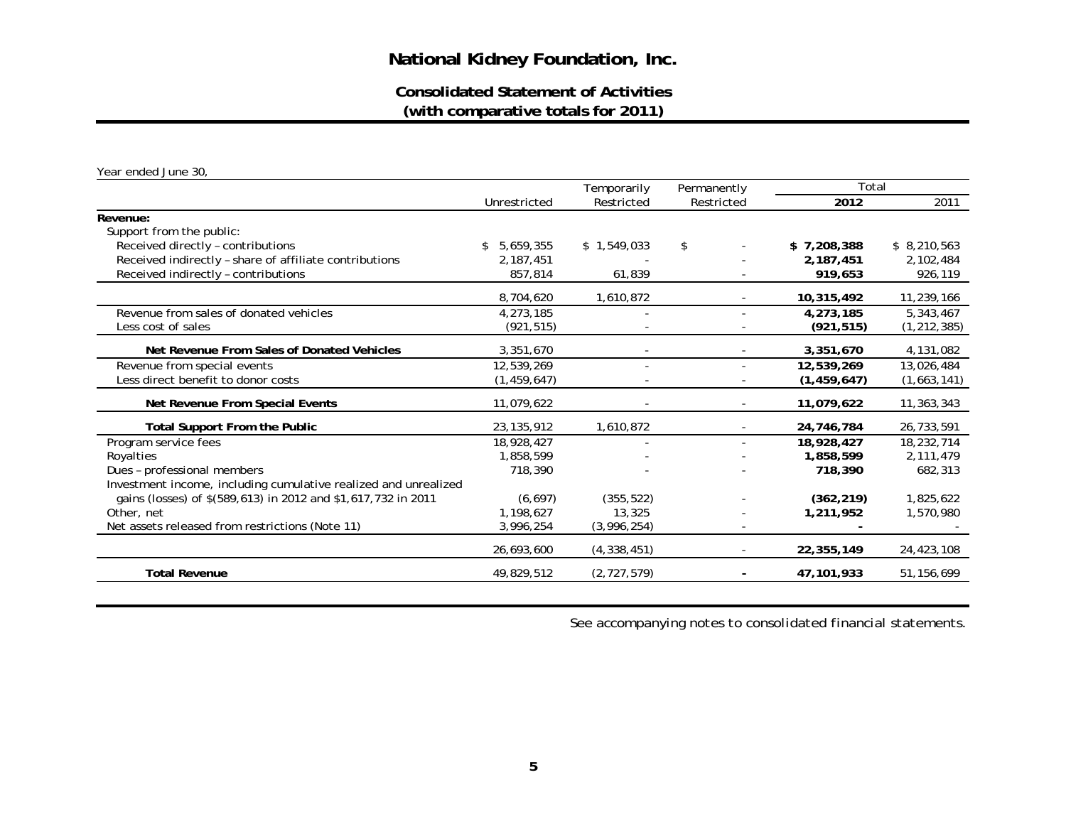# National Kidney Foundation, Inc.

## Consolidated Statement of Activities
## (with comparative totals for 2011)

Year ended June 30,

| | Unrestricted | Temporarily Restricted | Permanently Restricted | Total 2012 | Total 2011 |
|---|---|---|---|---|---|
| **Revenue:** | | | | | |
| Support from the public: | | | | | |
| Received directly – contributions | $ 5,659,355 | $ 1,549,033 | $ - | **$ 7,208,388** | $ 8,210,563 |
| Received indirectly – share of affiliate contributions | 2,187,451 | - | - | **2,187,451** | 2,102,484 |
| Received indirectly – contributions | 857,814 | 61,839 | - | **919,653** | 926,119 |
| | 8,704,620 | 1,610,872 | - | **10,315,492** | 11,239,166 |
| Revenue from sales of donated vehicles | 4,273,185 | - | - | **4,273,185** | 5,343,467 |
| Less cost of sales | (921,515) | - | - | **(921,515)** | (1,212,385) |
| **Net Revenue From Sales of Donated Vehicles** | 3,351,670 | - | - | **3,351,670** | 4,131,082 |
| Revenue from special events | 12,539,269 | - | - | **12,539,269** | 13,026,484 |
| Less direct benefit to donor costs | (1,459,647) | - | - | **(1,459,647)** | (1,663,141) |
| **Net Revenue From Special Events** | 11,079,622 | - | - | **11,079,622** | 11,363,343 |
| **Total Support From the Public** | 23,135,912 | 1,610,872 | - | **24,746,784** | 26,733,591 |
| Program service fees | 18,928,427 | - | - | **18,928,427** | 18,232,714 |
| Royalties | 1,858,599 | - | - | **1,858,599** | 2,111,479 |
| Dues – professional members | 718,390 | - | - | **718,390** | 682,313 |
| Investment income, including cumulative realized and unrealized gains (losses) of $(589,613) in 2012 and $1,617,732 in 2011 | (6,697) | (355,522) | - | **(362,219)** | 1,825,622 |
| Other, net | 1,198,627 | 13,325 | - | **1,211,952** | 1,570,980 |
| Net assets released from restrictions (Note 11) | 3,996,254 | (3,996,254) | - | **-** | - |
| | 26,693,600 | (4,338,451) | - | **22,355,149** | 24,423,108 |
| **Total Revenue** | 49,829,512 | (2,727,579) | - | **47,101,933** | 51,156,699 |

See accompanying notes to consolidated financial statements.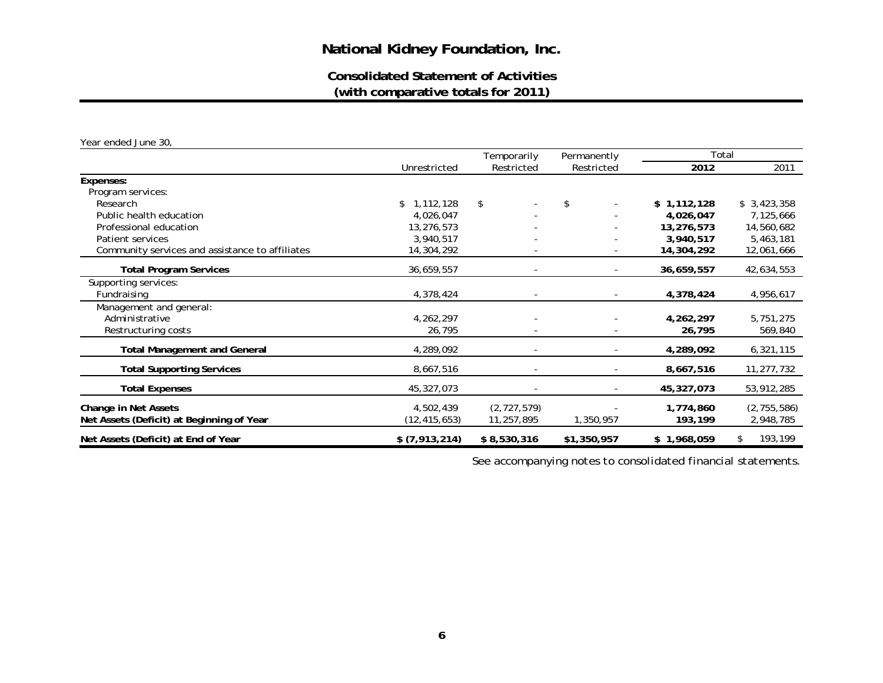# National Kidney Foundation, Inc.

## Consolidated Statement of Activities
## (with comparative totals for 2011)

Year ended June 30,

| | Unrestricted | Temporarily Restricted | Permanently Restricted | Total 2012 | Total 2011 |
|---|---|---|---|---|---|
| **Expenses:** | | | | | |
| Program services: | | | | | |
| Research | $ 1,112,128 | $ - | $ - | **$ 1,112,128** | $ 3,423,358 |
| Public health education | 4,026,047 | - | - | **4,026,047** | 7,125,666 |
| Professional education | 13,276,573 | - | - | **13,276,573** | 14,560,682 |
| Patient services | 3,940,517 | - | - | **3,940,517** | 5,463,181 |
| Community services and assistance to affiliates | 14,304,292 | - | - | **14,304,292** | 12,061,666 |
| **Total Program Services** | 36,659,557 | - | - | **36,659,557** | 42,634,553 |
| Supporting services: | | | | | |
| Fundraising | 4,378,424 | - | - | **4,378,424** | 4,956,617 |
| Management and general: | | | | | |
| Administrative | 4,262,297 | - | - | **4,262,297** | 5,751,275 |
| Restructuring costs | 26,795 | - | - | **26,795** | 569,840 |
| **Total Management and General** | 4,289,092 | - | - | **4,289,092** | 6,321,115 |
| **Total Supporting Services** | 8,667,516 | - | - | **8,667,516** | 11,277,732 |
| **Total Expenses** | 45,327,073 | - | - | **45,327,073** | 53,912,285 |
| **Change in Net Assets** | 4,502,439 | (2,727,579) | - | **1,774,860** | (2,755,586) |
| **Net Assets (Deficit) at Beginning of Year** | (12,415,653) | 11,257,895 | 1,350,957 | **193,199** | 2,948,785 |
| **Net Assets (Deficit) at End of Year** | **$ (7,913,214)** | **$ 8,530,316** | **$1,350,957** | **$ 1,968,059** | $ 193,199 |

See accompanying notes to consolidated financial statements.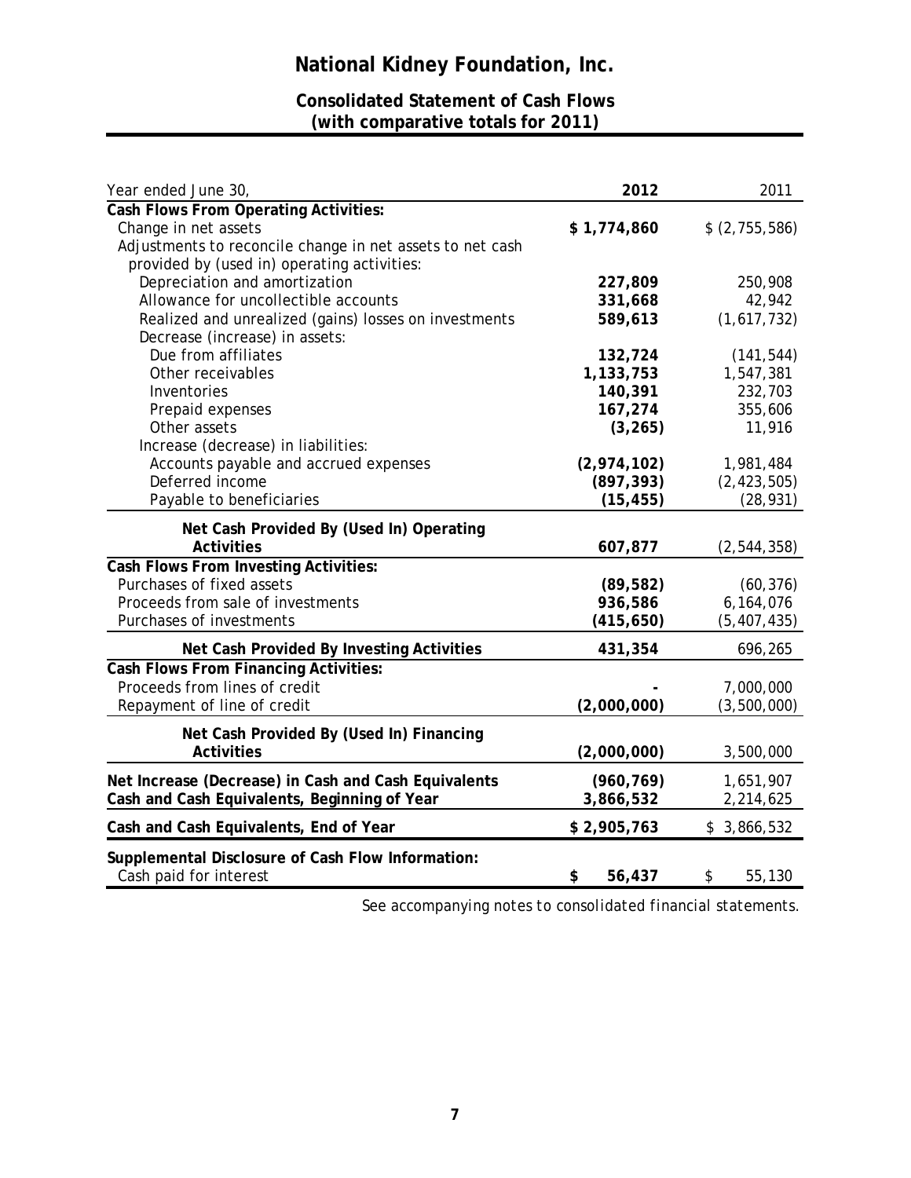# National Kidney Foundation, Inc.

## Consolidated Statement of Cash Flows
## (with comparative totals for 2011)

| Year ended June 30, | **2012** | 2011 |
|---|---|---|
| **Cash Flows From Operating Activities:** | | |
| Change in net assets | **$ 1,774,860** | $ (2,755,586) |
| Adjustments to reconcile change in net assets to net cash provided by (used in) operating activities: | | |
| Depreciation and amortization | **227,809** | 250,908 |
| Allowance for uncollectible accounts | **331,668** | 42,942 |
| Realized and unrealized (gains) losses on investments | **589,613** | (1,617,732) |
| Decrease (increase) in assets: | | |
| Due from affiliates | **132,724** | (141,544) |
| Other receivables | **1,133,753** | 1,547,381 |
| Inventories | **140,391** | 232,703 |
| Prepaid expenses | **167,274** | 355,606 |
| Other assets | **(3,265)** | 11,916 |
| Increase (decrease) in liabilities: | | |
| Accounts payable and accrued expenses | **(2,974,102)** | 1,981,484 |
| Deferred income | **(897,393)** | (2,423,505) |
| Payable to beneficiaries | **(15,455)** | (28,931) |
| **Net Cash Provided By (Used In) Operating Activities** | **607,877** | (2,544,358) |
| **Cash Flows From Investing Activities:** | | |
| Purchases of fixed assets | **(89,582)** | (60,376) |
| Proceeds from sale of investments | **936,586** | 6,164,076 |
| Purchases of investments | **(415,650)** | (5,407,435) |
| **Net Cash Provided By Investing Activities** | **431,354** | 696,265 |
| **Cash Flows From Financing Activities:** | | |
| Proceeds from lines of credit | **-** | 7,000,000 |
| Repayment of line of credit | **(2,000,000)** | (3,500,000) |
| **Net Cash Provided By (Used In) Financing Activities** | **(2,000,000)** | 3,500,000 |
| **Net Increase (Decrease) in Cash and Cash Equivalents** | **(960,769)** | 1,651,907 |
| **Cash and Cash Equivalents, Beginning of Year** | **3,866,532** | 2,214,625 |
| **Cash and Cash Equivalents, End of Year** | **$ 2,905,763** | $ 3,866,532 |
| **Supplemental Disclosure of Cash Flow Information:** | | |
| Cash paid for interest | **$ 56,437** | $ 55,130 |

*See accompanying notes to consolidated financial statements.*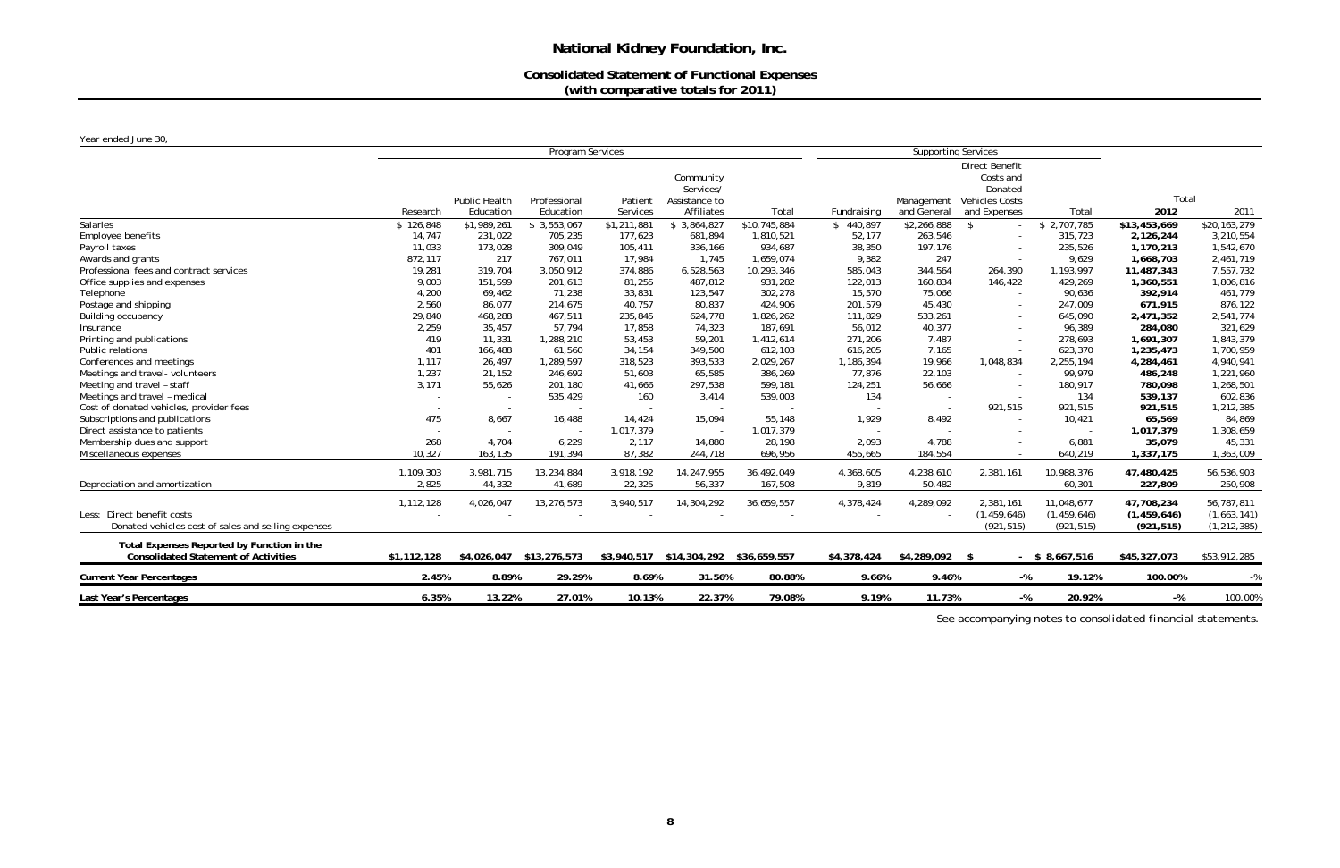# National Kidney Foundation, Inc.

## Consolidated Statement of Functional Expenses
### (with comparative totals for 2011)

Year ended June 30,

| | Program Services | | | | | | Supporting Services | | | | Total | |
|---|---|---|---|---|---|---|---|---|---|---|---|---|
| | Research | Public Health Education | Professional Education | Patient Services | Community Services/ Assistance to Affiliates | Total | Fundraising | Management and General | Direct Benefit Costs and Donated Vehicles Costs and Expenses | Total | 2012 | 2011 |
| Salaries | $ 126,848 | $1,989,261 | $ 3,553,067 | $1,211,881 | $ 3,864,827 | $10,745,884 | $ 440,897 | $2,266,888 | $ - | $ 2,707,785 | **$13,453,669** | $20,163,279 |
| Employee benefits | 14,747 | 231,022 | 705,235 | 177,623 | 681,894 | 1,810,521 | 52,177 | 263,546 | - | 315,723 | **2,126,244** | 3,210,554 |
| Payroll taxes | 11,033 | 173,028 | 309,049 | 105,411 | 336,166 | 934,687 | 38,350 | 197,176 | - | 235,526 | **1,170,213** | 1,542,670 |
| Awards and grants | 872,117 | 217 | 767,011 | 17,984 | 1,745 | 1,659,074 | 9,382 | 247 | - | 9,629 | **1,668,703** | 2,461,719 |
| Professional fees and contract services | 19,281 | 319,704 | 3,050,912 | 374,886 | 6,528,563 | 10,293,346 | 585,043 | 344,564 | 264,390 | 1,193,997 | **11,487,343** | 7,557,732 |
| Office supplies and expenses | 9,003 | 151,599 | 201,613 | 81,255 | 487,812 | 931,282 | 122,013 | 160,834 | 146,422 | 429,269 | **1,360,551** | 1,806,816 |
| Telephone | 4,200 | 69,462 | 71,238 | 33,831 | 123,547 | 302,278 | 15,570 | 75,066 | - | 90,636 | **392,914** | 461,779 |
| Postage and shipping | 2,560 | 86,077 | 214,675 | 40,757 | 80,837 | 424,906 | 201,579 | 45,430 | - | 247,009 | **671,915** | 876,122 |
| Building occupancy | 29,840 | 468,288 | 467,511 | 235,845 | 624,778 | 1,826,262 | 111,829 | 533,261 | - | 645,090 | **2,471,352** | 2,541,774 |
| Insurance | 2,259 | 35,457 | 57,794 | 17,858 | 74,323 | 187,691 | 56,012 | 40,377 | - | 96,389 | **284,080** | 321,629 |
| Printing and publications | 419 | 11,331 | 1,288,210 | 53,453 | 59,201 | 1,412,614 | 271,206 | 7,487 | - | 278,693 | **1,691,307** | 1,843,379 |
| Public relations | 401 | 166,488 | 61,560 | 34,154 | 349,500 | 612,103 | 616,205 | 7,165 | - | 623,370 | **1,235,473** | 1,700,959 |
| Conferences and meetings | 1,117 | 26,497 | 1,289,597 | 318,523 | 393,533 | 2,029,267 | 1,186,394 | 19,966 | 1,048,834 | 2,255,194 | **4,284,461** | 4,940,941 |
| Meetings and travel- volunteers | 1,237 | 21,152 | 246,692 | 51,603 | 65,585 | 386,269 | 77,876 | 22,103 | - | 99,979 | **486,248** | 1,221,960 |
| Meeting and travel – staff | 3,171 | 55,626 | 201,180 | 41,666 | 297,538 | 599,181 | 124,251 | 56,666 | - | 180,917 | **780,098** | 1,268,501 |
| Meetings and travel – medical | - | - | 535,429 | 160 | 3,414 | 539,003 | 134 | - | - | 134 | **539,137** | 602,836 |
| Cost of donated vehicles, provider fees | - | - | - | - | - | - | - | - | 921,515 | 921,515 | **921,515** | 1,212,385 |
| Subscriptions and publications | 475 | 8,667 | 16,488 | 14,424 | 15,094 | 55,148 | 1,929 | 8,492 | - | 10,421 | **65,569** | 84,869 |
| Direct assistance to patients | - | - | - | 1,017,379 | - | 1,017,379 | - | - | - | - | **1,017,379** | 1,308,659 |
| Membership dues and support | 268 | 4,704 | 6,229 | 2,117 | 14,880 | 28,198 | 2,093 | 4,788 | - | 6,881 | **35,079** | 45,331 |
| Miscellaneous expenses | 10,327 | 163,135 | 191,394 | 87,382 | 244,718 | 696,956 | 455,665 | 184,554 | - | 640,219 | **1,337,175** | 1,363,009 |
| | 1,109,303 | 3,981,715 | 13,234,884 | 3,918,192 | 14,247,955 | 36,492,049 | 4,368,605 | 4,238,610 | 2,381,161 | 10,988,376 | **47,480,425** | 56,536,903 |
| Depreciation and amortization | 2,825 | 44,332 | 41,689 | 22,325 | 56,337 | 167,508 | 9,819 | 50,482 | - | 60,301 | **227,809** | 250,908 |
| | 1,112,128 | 4,026,047 | 13,276,573 | 3,940,517 | 14,304,292 | 36,659,557 | 4,378,424 | 4,289,092 | 2,381,161 | 11,048,677 | **47,708,234** | 56,787,811 |
| Less: Direct benefit costs | - | - | - | - | - | - | - | - | (1,459,646) | (1,459,646) | **(1,459,646)** | (1,663,141) |
| Donated vehicles cost of sales and selling expenses | - | - | - | - | - | - | - | - | (921,515) | (921,515) | **(921,515)** | (1,212,385) |
| **Total Expenses Reported by Function in the Consolidated Statement of Activities** | **$1,112,128** | **$4,026,047** | **$13,276,573** | **$3,940,517** | **$14,304,292** | **$36,659,557** | **$4,378,424** | **$4,289,092** | **$ -** | **$ 8,667,516** | **$45,327,073** | $53,912,285 |
| **Current Year Percentages** | **2.45%** | **8.89%** | **29.29%** | **8.69%** | **31.56%** | **80.88%** | **9.66%** | **9.46%** | **-%** | **19.12%** | **100.00%** | -% |
| **Last Year's Percentages** | **6.35%** | **13.22%** | **27.01%** | **10.13%** | **22.37%** | **79.08%** | **9.19%** | **11.73%** | **-%** | **20.92%** | **-%** | 100.00% |

See accompanying notes to consolidated financial statements.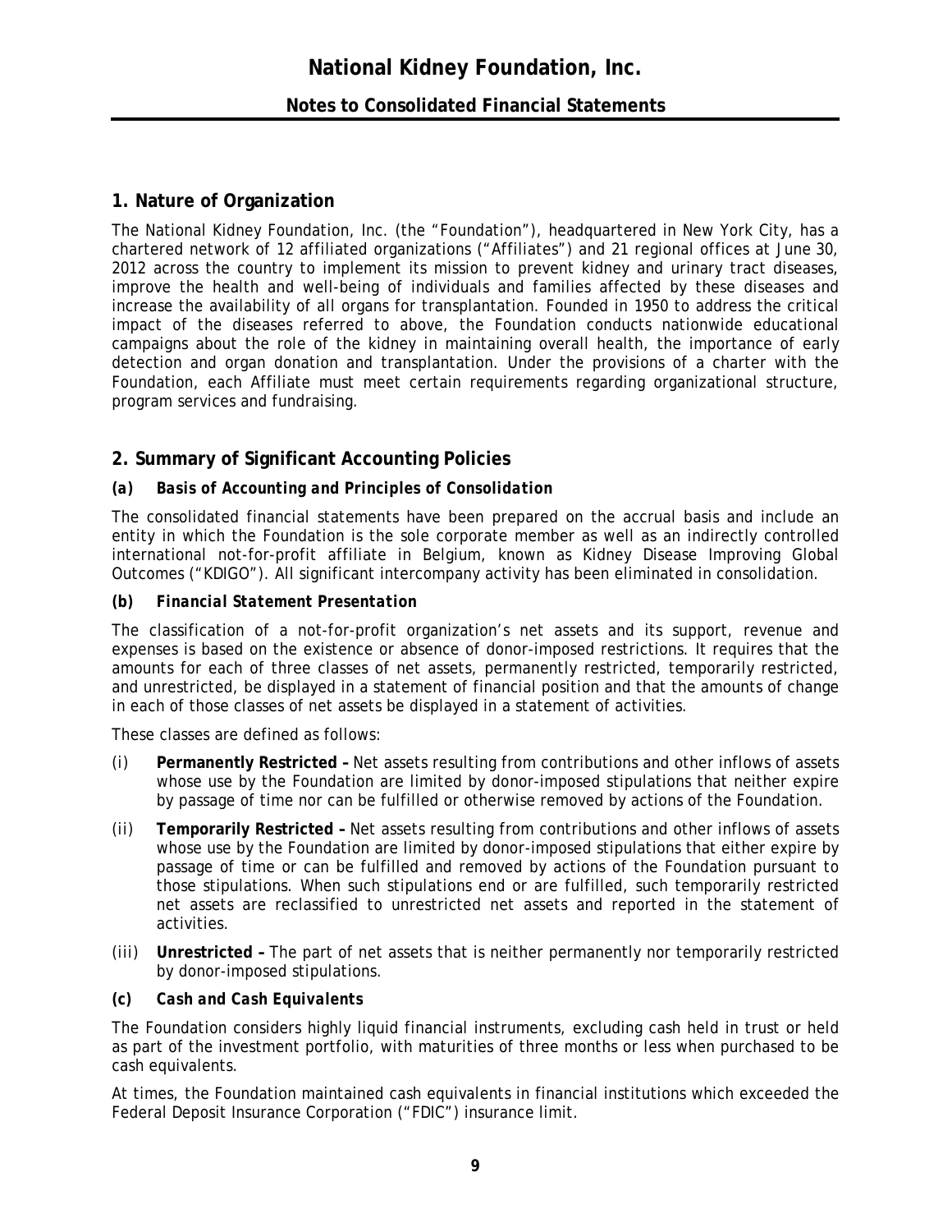## 1. Nature of Organization

The National Kidney Foundation, Inc. (the "Foundation"), headquartered in New York City, has a chartered network of 12 affiliated organizations ("Affiliates") and 21 regional offices at June 30, 2012 across the country to implement its mission to prevent kidney and urinary tract diseases, improve the health and well-being of individuals and families affected by these diseases and increase the availability of all organs for transplantation. Founded in 1950 to address the critical impact of the diseases referred to above, the Foundation conducts nationwide educational campaigns about the role of the kidney in maintaining overall health, the importance of early detection and organ donation and transplantation. Under the provisions of a charter with the Foundation, each Affiliate must meet certain requirements regarding organizational structure, program services and fundraising.

## 2. Summary of Significant Accounting Policies

### *(a) Basis of Accounting and Principles of Consolidation*

The consolidated financial statements have been prepared on the accrual basis and include an entity in which the Foundation is the sole corporate member as well as an indirectly controlled international not-for-profit affiliate in Belgium, known as Kidney Disease Improving Global Outcomes ("KDIGO"). All significant intercompany activity has been eliminated in consolidation.

### *(b) Financial Statement Presentation*

The classification of a not-for-profit organization's net assets and its support, revenue and expenses is based on the existence or absence of donor-imposed restrictions. It requires that the amounts for each of three classes of net assets, permanently restricted, temporarily restricted, and unrestricted, be displayed in a statement of financial position and that the amounts of change in each of those classes of net assets be displayed in a statement of activities.

These classes are defined as follows:

(i) **Permanently Restricted –** Net assets resulting from contributions and other inflows of assets whose use by the Foundation are limited by donor-imposed stipulations that neither expire by passage of time nor can be fulfilled or otherwise removed by actions of the Foundation.

(ii) **Temporarily Restricted –** Net assets resulting from contributions and other inflows of assets whose use by the Foundation are limited by donor-imposed stipulations that either expire by passage of time or can be fulfilled and removed by actions of the Foundation pursuant to those stipulations. When such stipulations end or are fulfilled, such temporarily restricted net assets are reclassified to unrestricted net assets and reported in the statement of activities.

(iii) **Unrestricted –** The part of net assets that is neither permanently nor temporarily restricted by donor-imposed stipulations.

### *(c) Cash and Cash Equivalents*

The Foundation considers highly liquid financial instruments, excluding cash held in trust or held as part of the investment portfolio, with maturities of three months or less when purchased to be cash equivalents.

At times, the Foundation maintained cash equivalents in financial institutions which exceeded the Federal Deposit Insurance Corporation ("FDIC") insurance limit.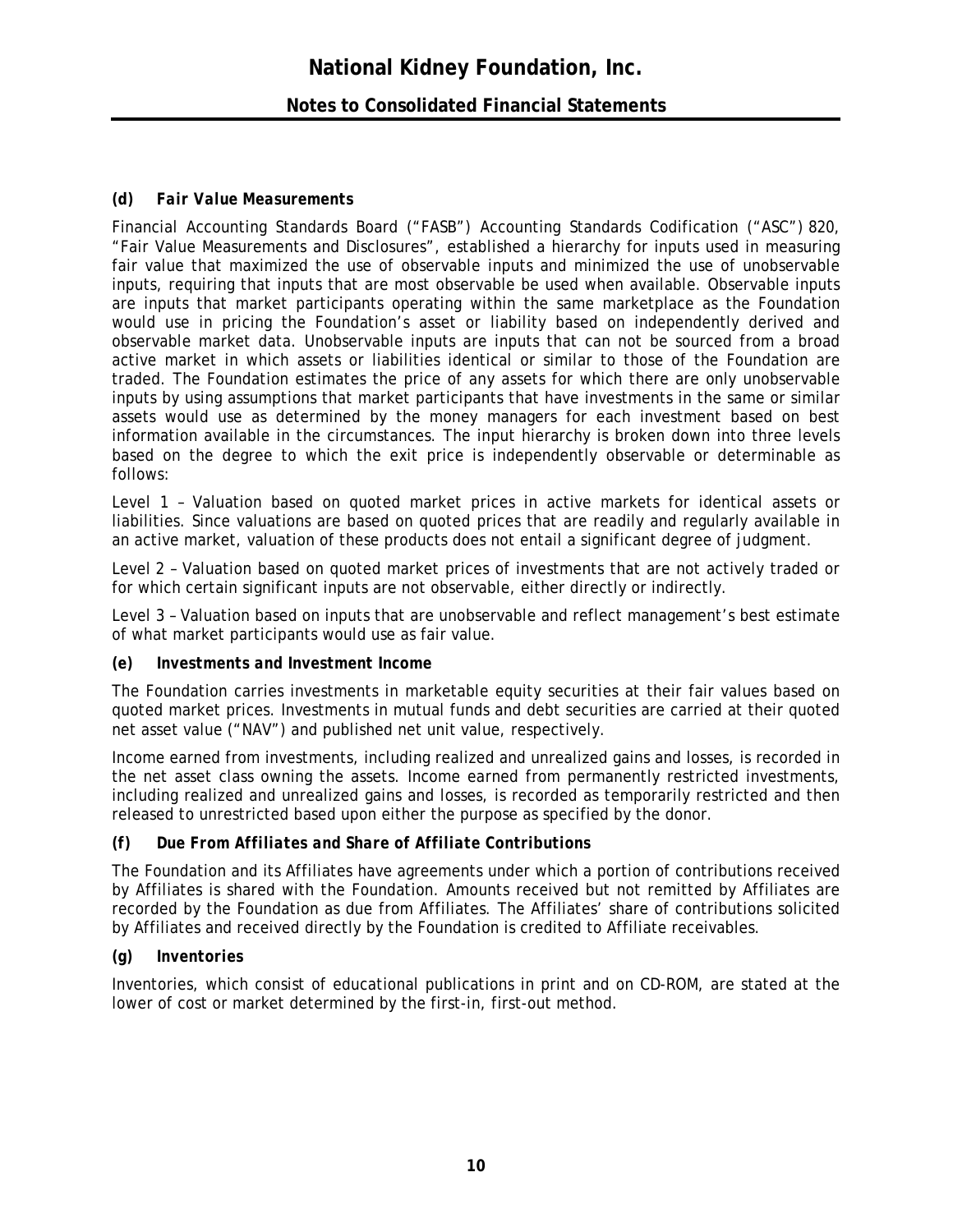### *(d) Fair Value Measurements*

Financial Accounting Standards Board ("FASB") Accounting Standards Codification ("ASC") 820, "Fair Value Measurements and Disclosures", established a hierarchy for inputs used in measuring fair value that maximized the use of observable inputs and minimized the use of unobservable inputs, requiring that inputs that are most observable be used when available. Observable inputs are inputs that market participants operating within the same marketplace as the Foundation would use in pricing the Foundation's asset or liability based on independently derived and observable market data. Unobservable inputs are inputs that can not be sourced from a broad active market in which assets or liabilities identical or similar to those of the Foundation are traded. The Foundation estimates the price of any assets for which there are only unobservable inputs by using assumptions that market participants that have investments in the same or similar assets would use as determined by the money managers for each investment based on best information available in the circumstances. The input hierarchy is broken down into three levels based on the degree to which the exit price is independently observable or determinable as follows:

Level 1 – Valuation based on quoted market prices in active markets for identical assets or liabilities. Since valuations are based on quoted prices that are readily and regularly available in an active market, valuation of these products does not entail a significant degree of judgment.

Level 2 – Valuation based on quoted market prices of investments that are not actively traded or for which certain significant inputs are not observable, either directly or indirectly.

Level 3 – Valuation based on inputs that are unobservable and reflect management's best estimate of what market participants would use as fair value.

### *(e) Investments and Investment Income*

The Foundation carries investments in marketable equity securities at their fair values based on quoted market prices. Investments in mutual funds and debt securities are carried at their quoted net asset value ("NAV") and published net unit value, respectively.

Income earned from investments, including realized and unrealized gains and losses, is recorded in the net asset class owning the assets. Income earned from permanently restricted investments, including realized and unrealized gains and losses, is recorded as temporarily restricted and then released to unrestricted based upon either the purpose as specified by the donor.

### *(f) Due From Affiliates and Share of Affiliate Contributions*

The Foundation and its Affiliates have agreements under which a portion of contributions received by Affiliates is shared with the Foundation. Amounts received but not remitted by Affiliates are recorded by the Foundation as due from Affiliates. The Affiliates' share of contributions solicited by Affiliates and received directly by the Foundation is credited to Affiliate receivables.

### *(g) Inventories*

Inventories, which consist of educational publications in print and on CD-ROM, are stated at the lower of cost or market determined by the first-in, first-out method.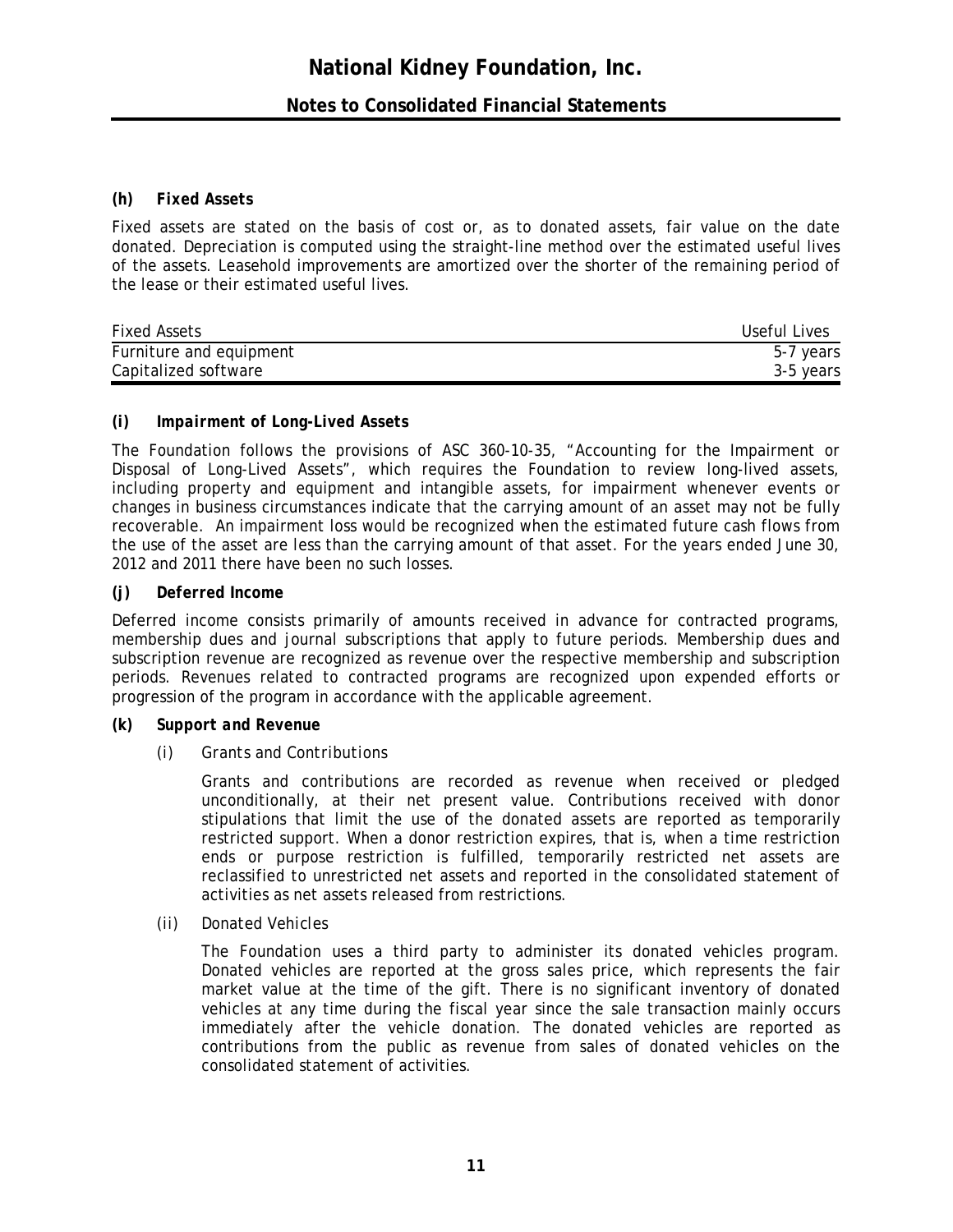### *(h) Fixed Assets*

Fixed assets are stated on the basis of cost or, as to donated assets, fair value on the date donated. Depreciation is computed using the straight-line method over the estimated useful lives of the assets. Leasehold improvements are amortized over the shorter of the remaining period of the lease or their estimated useful lives.

| Fixed Assets | Useful Lives |
|---|---|
| Furniture and equipment | 5-7 years |
| Capitalized software | 3-5 years |

### *(i) Impairment of Long-Lived Assets*

The Foundation follows the provisions of ASC 360-10-35, "Accounting for the Impairment or Disposal of Long-Lived Assets", which requires the Foundation to review long-lived assets, including property and equipment and intangible assets, for impairment whenever events or changes in business circumstances indicate that the carrying amount of an asset may not be fully recoverable. An impairment loss would be recognized when the estimated future cash flows from the use of the asset are less than the carrying amount of that asset. For the years ended June 30, 2012 and 2011 there have been no such losses.

### *(j) Deferred Income*

Deferred income consists primarily of amounts received in advance for contracted programs, membership dues and journal subscriptions that apply to future periods. Membership dues and subscription revenue are recognized as revenue over the respective membership and subscription periods. Revenues related to contracted programs are recognized upon expended efforts or progression of the program in accordance with the applicable agreement.

### *(k) Support and Revenue*

*(i) Grants and Contributions*

Grants and contributions are recorded as revenue when received or pledged unconditionally, at their net present value. Contributions received with donor stipulations that limit the use of the donated assets are reported as temporarily restricted support. When a donor restriction expires, that is, when a time restriction ends or purpose restriction is fulfilled, temporarily restricted net assets are reclassified to unrestricted net assets and reported in the consolidated statement of activities as net assets released from restrictions.

*(ii) Donated Vehicles*

The Foundation uses a third party to administer its donated vehicles program. Donated vehicles are reported at the gross sales price, which represents the fair market value at the time of the gift. There is no significant inventory of donated vehicles at any time during the fiscal year since the sale transaction mainly occurs immediately after the vehicle donation. The donated vehicles are reported as contributions from the public as revenue from sales of donated vehicles on the consolidated statement of activities.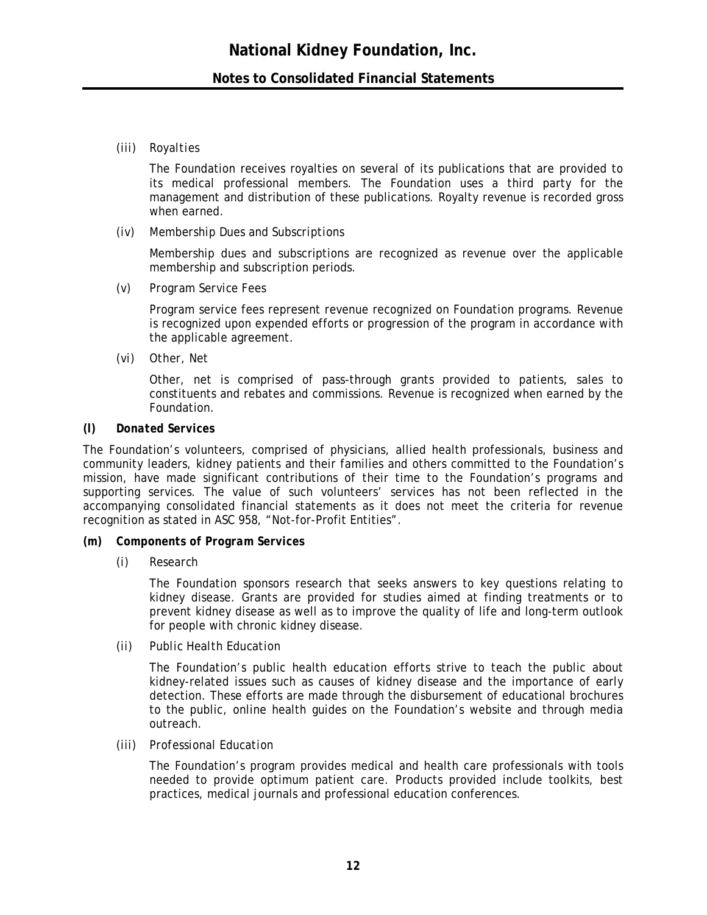(iii) *Royalties*

The Foundation receives royalties on several of its publications that are provided to its medical professional members. The Foundation uses a third party for the management and distribution of these publications. Royalty revenue is recorded gross when earned.

(iv) *Membership Dues and Subscriptions*

Membership dues and subscriptions are recognized as revenue over the applicable membership and subscription periods.

(v) *Program Service Fees*

Program service fees represent revenue recognized on Foundation programs. Revenue is recognized upon expended efforts or progression of the program in accordance with the applicable agreement.

(vi) *Other, Net*

Other, net is comprised of pass-through grants provided to patients, sales to constituents and rebates and commissions. Revenue is recognized when earned by the Foundation.

**(l) *Donated Services***

The Foundation's volunteers, comprised of physicians, allied health professionals, business and community leaders, kidney patients and their families and others committed to the Foundation's mission, have made significant contributions of their time to the Foundation's programs and supporting services. The value of such volunteers' services has not been reflected in the accompanying consolidated financial statements as it does not meet the criteria for revenue recognition as stated in ASC 958, "Not-for-Profit Entities".

**(m) *Components of Program Services***

(i) *Research*

The Foundation sponsors research that seeks answers to key questions relating to kidney disease. Grants are provided for studies aimed at finding treatments or to prevent kidney disease as well as to improve the quality of life and long-term outlook for people with chronic kidney disease.

(ii) *Public Health Education*

The Foundation's public health education efforts strive to teach the public about kidney-related issues such as causes of kidney disease and the importance of early detection. These efforts are made through the disbursement of educational brochures to the public, online health guides on the Foundation's website and through media outreach.

(iii) *Professional Education*

The Foundation's program provides medical and health care professionals with tools needed to provide optimum patient care. Products provided include toolkits, best practices, medical journals and professional education conferences.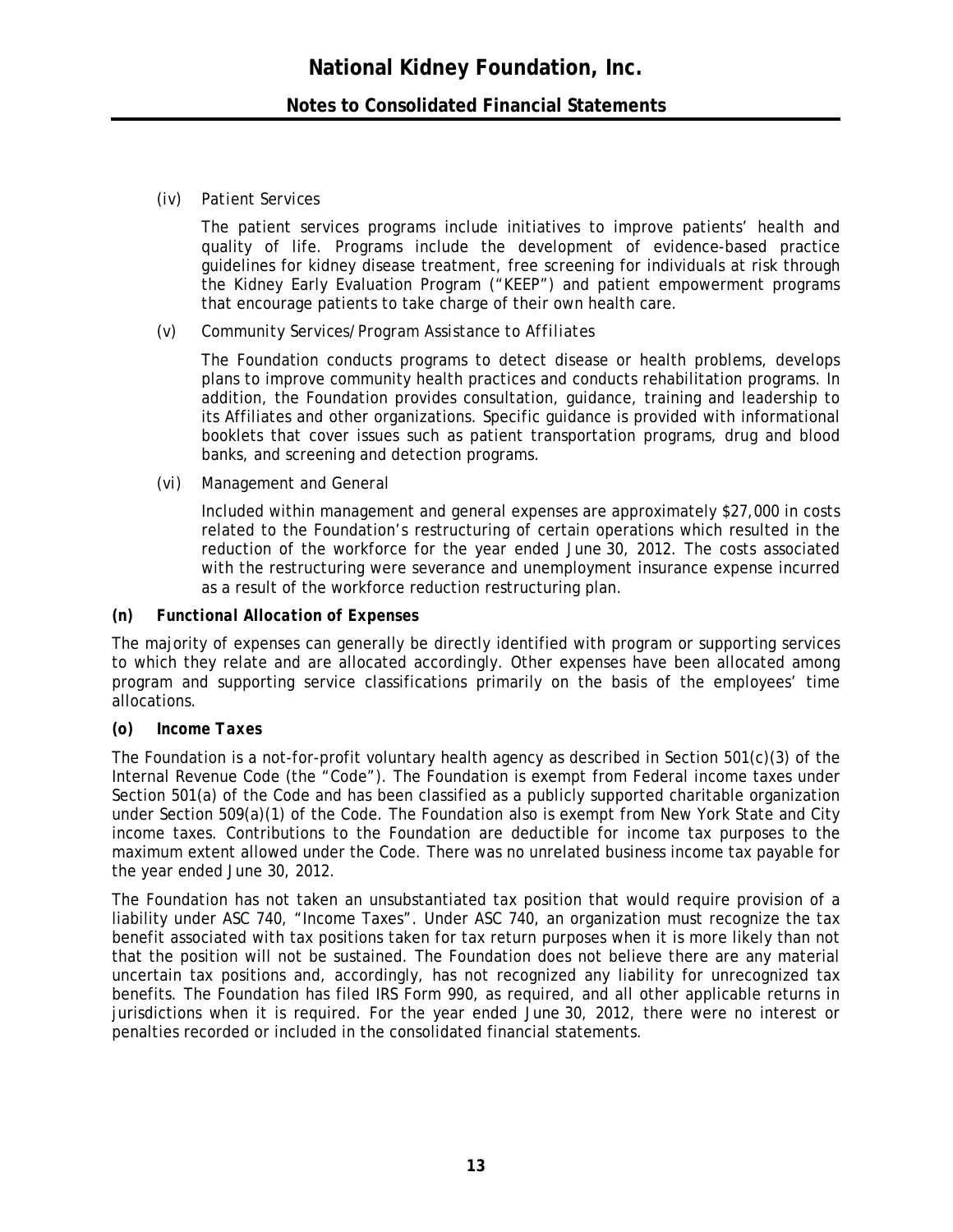(iv) *Patient Services*

The patient services programs include initiatives to improve patients' health and quality of life. Programs include the development of evidence-based practice guidelines for kidney disease treatment, free screening for individuals at risk through the Kidney Early Evaluation Program ("KEEP") and patient empowerment programs that encourage patients to take charge of their own health care.

(v) *Community Services/Program Assistance to Affiliates*

The Foundation conducts programs to detect disease or health problems, develops plans to improve community health practices and conducts rehabilitation programs. In addition, the Foundation provides consultation, guidance, training and leadership to its Affiliates and other organizations. Specific guidance is provided with informational booklets that cover issues such as patient transportation programs, drug and blood banks, and screening and detection programs.

(vi) *Management and General*

Included within management and general expenses are approximately $27,000 in costs related to the Foundation's restructuring of certain operations which resulted in the reduction of the workforce for the year ended June 30, 2012. The costs associated with the restructuring were severance and unemployment insurance expense incurred as a result of the workforce reduction restructuring plan.

***(n) Functional Allocation of Expenses***

The majority of expenses can generally be directly identified with program or supporting services to which they relate and are allocated accordingly. Other expenses have been allocated among program and supporting service classifications primarily on the basis of the employees' time allocations.

***(o) Income Taxes***

The Foundation is a not-for-profit voluntary health agency as described in Section 501(c)(3) of the Internal Revenue Code (the "Code"). The Foundation is exempt from Federal income taxes under Section 501(a) of the Code and has been classified as a publicly supported charitable organization under Section 509(a)(1) of the Code. The Foundation also is exempt from New York State and City income taxes. Contributions to the Foundation are deductible for income tax purposes to the maximum extent allowed under the Code. There was no unrelated business income tax payable for the year ended June 30, 2012.

The Foundation has not taken an unsubstantiated tax position that would require provision of a liability under ASC 740, "Income Taxes". Under ASC 740, an organization must recognize the tax benefit associated with tax positions taken for tax return purposes when it is more likely than not that the position will not be sustained. The Foundation does not believe there are any material uncertain tax positions and, accordingly, has not recognized any liability for unrecognized tax benefits. The Foundation has filed IRS Form 990, as required, and all other applicable returns in jurisdictions when it is required. For the year ended June 30, 2012, there were no interest or penalties recorded or included in the consolidated financial statements.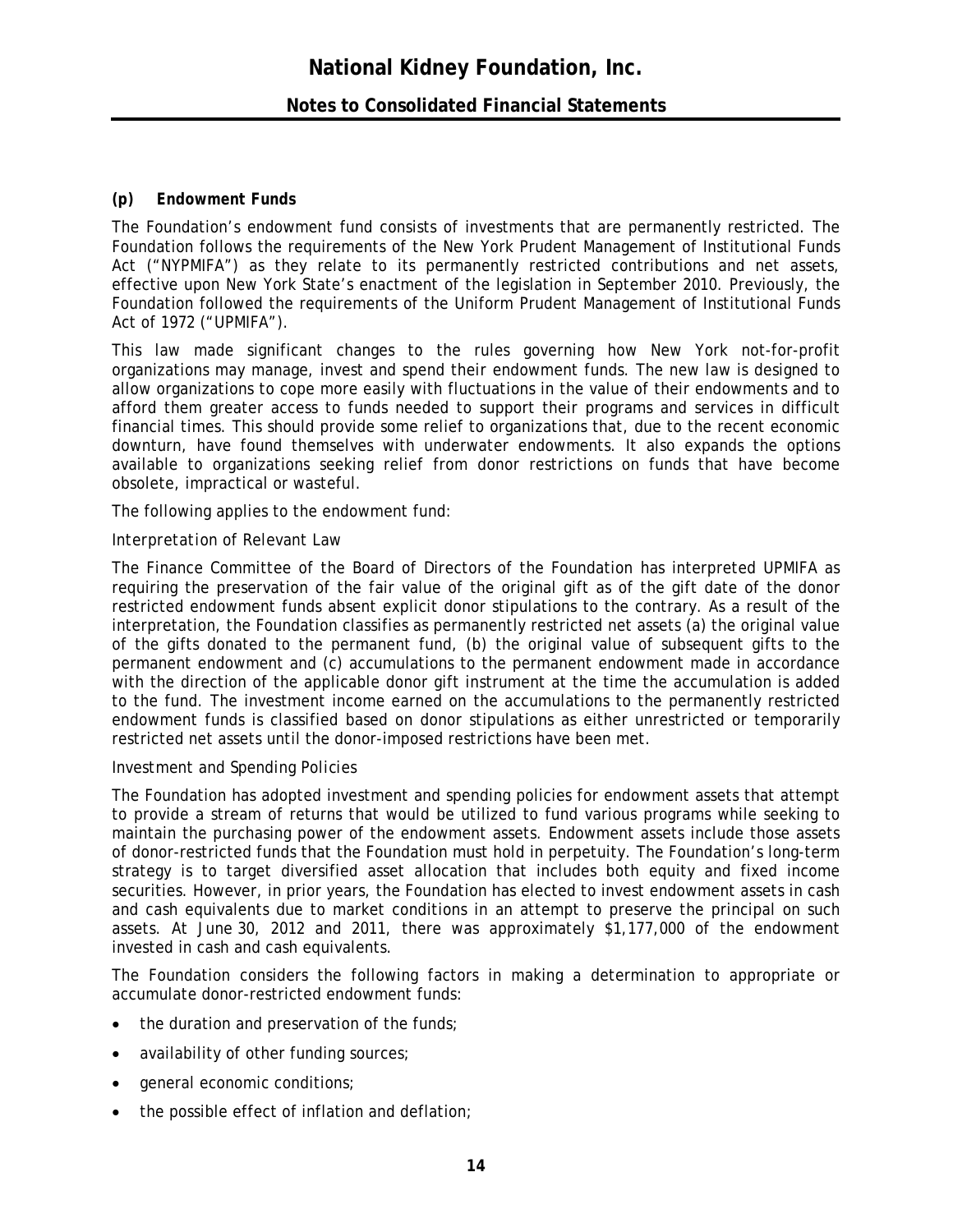### (p) Endowment Funds

The Foundation's endowment fund consists of investments that are permanently restricted. The Foundation follows the requirements of the New York Prudent Management of Institutional Funds Act ("NYPMIFA") as they relate to its permanently restricted contributions and net assets, effective upon New York State's enactment of the legislation in September 2010. Previously, the Foundation followed the requirements of the Uniform Prudent Management of Institutional Funds Act of 1972 ("UPMIFA").

This law made significant changes to the rules governing how New York not-for-profit organizations may manage, invest and spend their endowment funds. The new law is designed to allow organizations to cope more easily with fluctuations in the value of their endowments and to afford them greater access to funds needed to support their programs and services in difficult financial times. This should provide some relief to organizations that, due to the recent economic downturn, have found themselves with underwater endowments. It also expands the options available to organizations seeking relief from donor restrictions on funds that have become obsolete, impractical or wasteful.

The following applies to the endowment fund:

*Interpretation of Relevant Law*

The Finance Committee of the Board of Directors of the Foundation has interpreted UPMIFA as requiring the preservation of the fair value of the original gift as of the gift date of the donor restricted endowment funds absent explicit donor stipulations to the contrary. As a result of the interpretation, the Foundation classifies as permanently restricted net assets (a) the original value of the gifts donated to the permanent fund, (b) the original value of subsequent gifts to the permanent endowment and (c) accumulations to the permanent endowment made in accordance with the direction of the applicable donor gift instrument at the time the accumulation is added to the fund. The investment income earned on the accumulations to the permanently restricted endowment funds is classified based on donor stipulations as either unrestricted or temporarily restricted net assets until the donor-imposed restrictions have been met.

*Investment and Spending Policies*

The Foundation has adopted investment and spending policies for endowment assets that attempt to provide a stream of returns that would be utilized to fund various programs while seeking to maintain the purchasing power of the endowment assets. Endowment assets include those assets of donor-restricted funds that the Foundation must hold in perpetuity. The Foundation's long-term strategy is to target diversified asset allocation that includes both equity and fixed income securities. However, in prior years, the Foundation has elected to invest endowment assets in cash and cash equivalents due to market conditions in an attempt to preserve the principal on such assets. At June 30, 2012 and 2011, there was approximately $1,177,000 of the endowment invested in cash and cash equivalents.

The Foundation considers the following factors in making a determination to appropriate or accumulate donor-restricted endowment funds:

- the duration and preservation of the funds;
- availability of other funding sources;
- general economic conditions;
- the possible effect of inflation and deflation;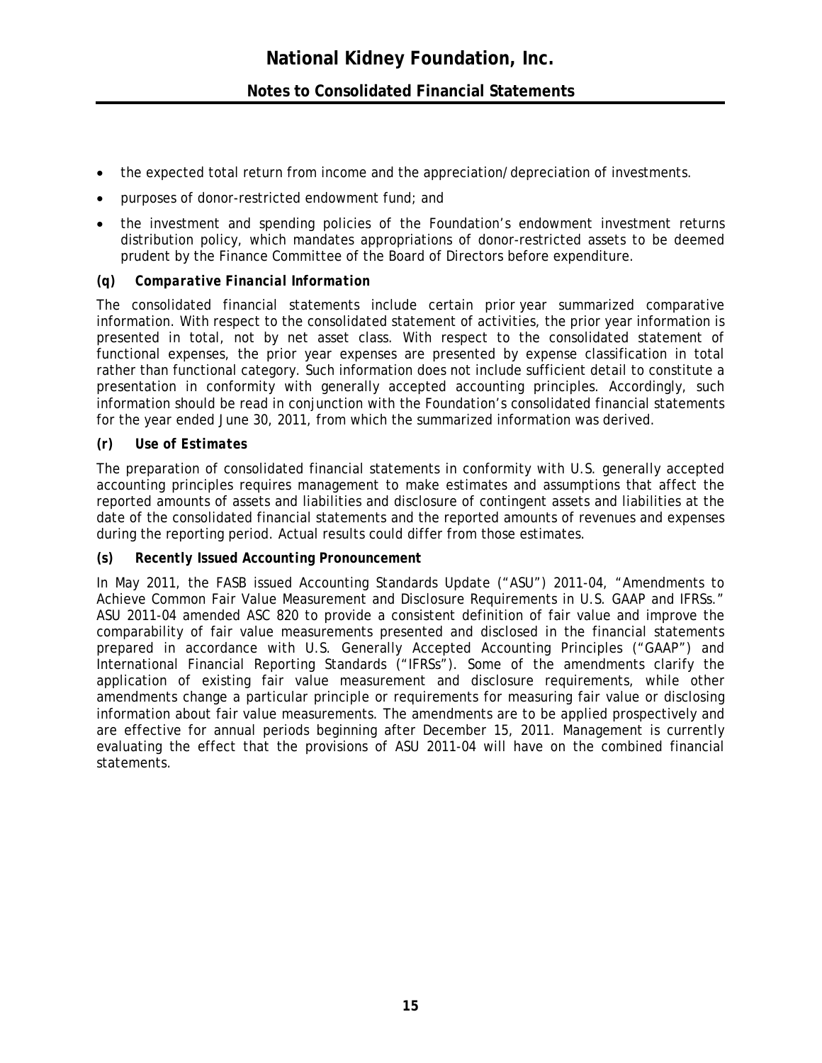- the expected total return from income and the appreciation/depreciation of investments.
- purposes of donor-restricted endowment fund; and
- the investment and spending policies of the Foundation's endowment investment returns distribution policy, which mandates appropriations of donor-restricted assets to be deemed prudent by the Finance Committee of the Board of Directors before expenditure.

### (q) *Comparative Financial Information*

The consolidated financial statements include certain prior year summarized comparative information. With respect to the consolidated statement of activities, the prior year information is presented in total, not by net asset class. With respect to the consolidated statement of functional expenses, the prior year expenses are presented by expense classification in total rather than functional category. Such information does not include sufficient detail to constitute a presentation in conformity with generally accepted accounting principles. Accordingly, such information should be read in conjunction with the Foundation's consolidated financial statements for the year ended June 30, 2011, from which the summarized information was derived.

### (r) *Use of Estimates*

The preparation of consolidated financial statements in conformity with U.S. generally accepted accounting principles requires management to make estimates and assumptions that affect the reported amounts of assets and liabilities and disclosure of contingent assets and liabilities at the date of the consolidated financial statements and the reported amounts of revenues and expenses during the reporting period. Actual results could differ from those estimates.

### (s) *Recently Issued Accounting Pronouncement*

In May 2011, the FASB issued Accounting Standards Update ("ASU") 2011-04, "Amendments to Achieve Common Fair Value Measurement and Disclosure Requirements in U.S. GAAP and IFRSs." ASU 2011-04 amended ASC 820 to provide a consistent definition of fair value and improve the comparability of fair value measurements presented and disclosed in the financial statements prepared in accordance with U.S. Generally Accepted Accounting Principles ("GAAP") and International Financial Reporting Standards ("IFRSs"). Some of the amendments clarify the application of existing fair value measurement and disclosure requirements, while other amendments change a particular principle or requirements for measuring fair value or disclosing information about fair value measurements. The amendments are to be applied prospectively and are effective for annual periods beginning after December 15, 2011. Management is currently evaluating the effect that the provisions of ASU 2011-04 will have on the combined financial statements.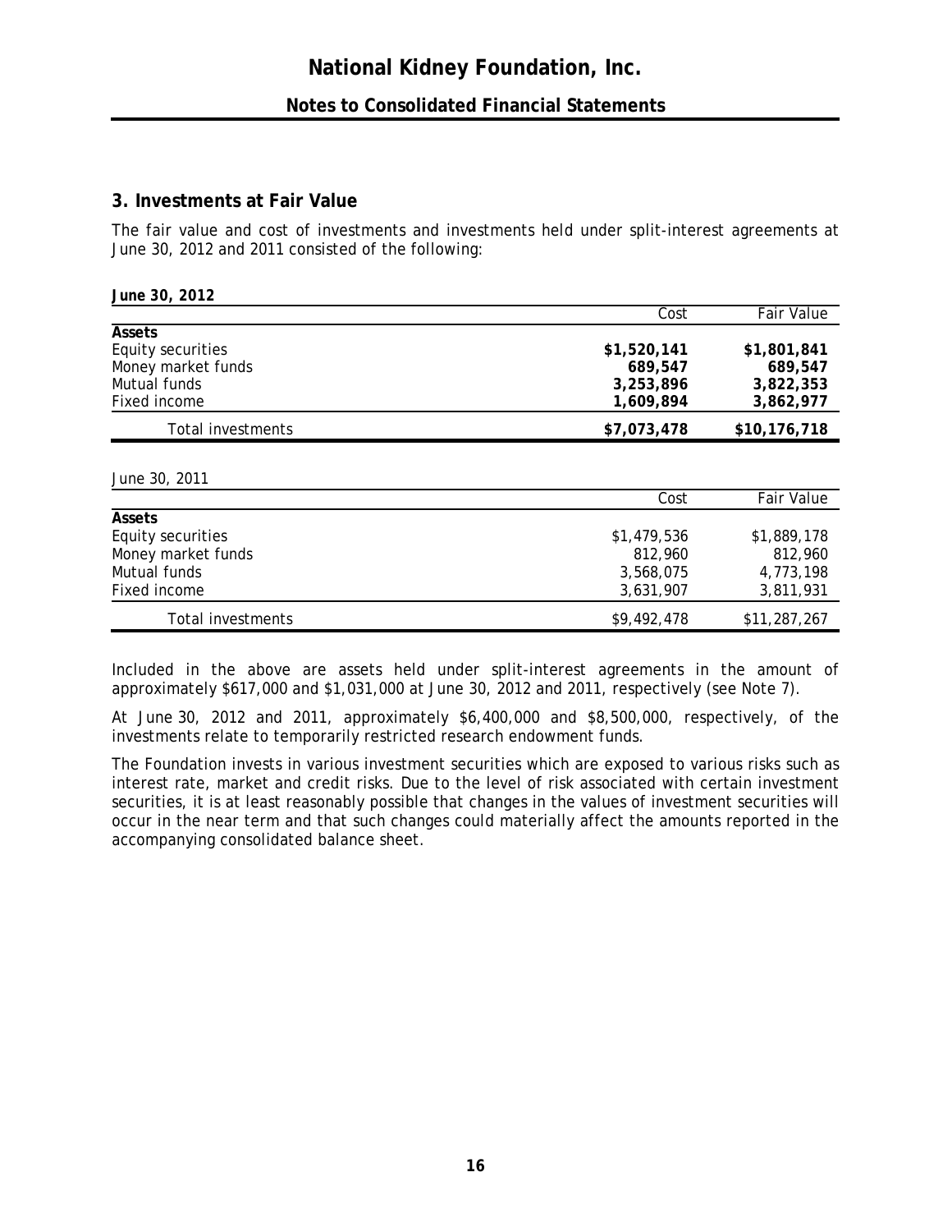# National Kidney Foundation, Inc.

## Notes to Consolidated Financial Statements

### 3. Investments at Fair Value

The fair value and cost of investments and investments held under split-interest agreements at June 30, 2012 and 2011 consisted of the following:

**June 30, 2012**

| | Cost | Fair Value |
|---|---|---|
| **Assets** | | |
| Equity securities | **$1,520,141** | **$1,801,841** |
| Money market funds | **689,547** | **689,547** |
| Mutual funds | **3,253,896** | **3,822,353** |
| Fixed income | **1,609,894** | **3,862,977** |
| Total investments | **$7,073,478** | **$10,176,718** |

June 30, 2011

| | Cost | Fair Value |
|---|---|---|
| **Assets** | | |
| Equity securities | $1,479,536 | $1,889,178 |
| Money market funds | 812,960 | 812,960 |
| Mutual funds | 3,568,075 | 4,773,198 |
| Fixed income | 3,631,907 | 3,811,931 |
| Total investments | $9,492,478 | $11,287,267 |

Included in the above are assets held under split-interest agreements in the amount of approximately $617,000 and $1,031,000 at June 30, 2012 and 2011, respectively (see Note 7).

At June 30, 2012 and 2011, approximately $6,400,000 and $8,500,000, respectively, of the investments relate to temporarily restricted research endowment funds.

The Foundation invests in various investment securities which are exposed to various risks such as interest rate, market and credit risks. Due to the level of risk associated with certain investment securities, it is at least reasonably possible that changes in the values of investment securities will occur in the near term and that such changes could materially affect the amounts reported in the accompanying consolidated balance sheet.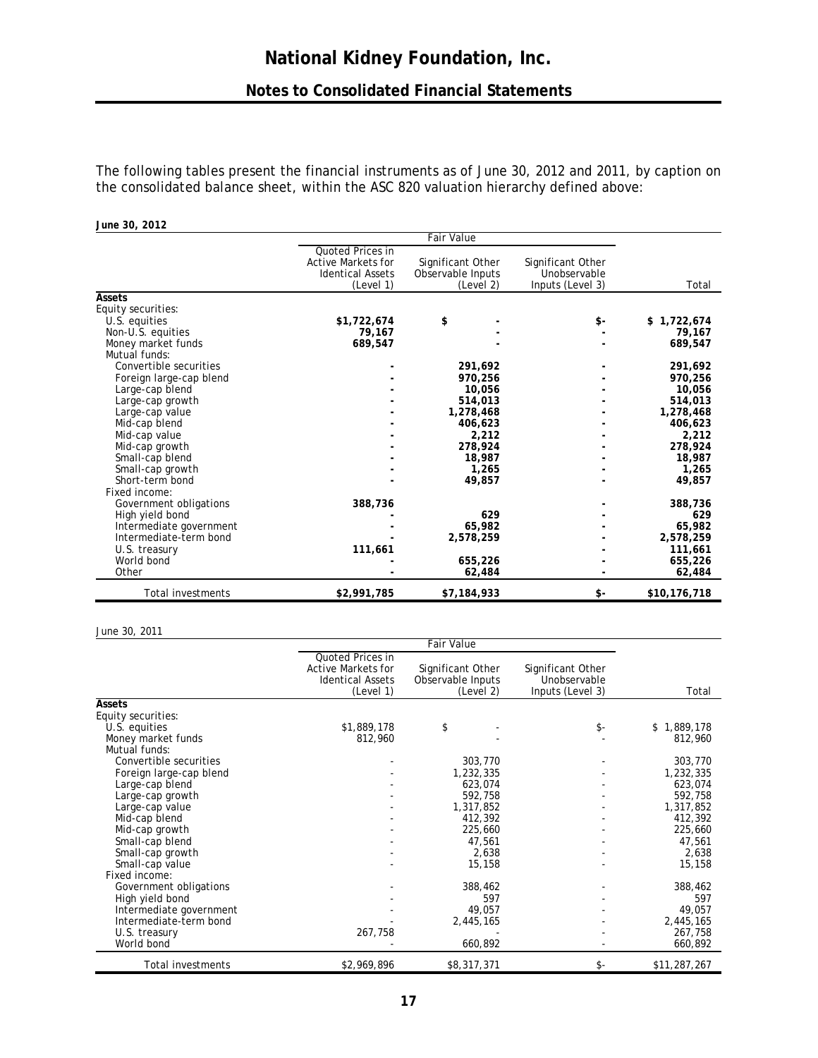The following tables present the financial instruments as of June 30, 2012 and 2011, by caption on the consolidated balance sheet, within the ASC 820 valuation hierarchy defined above:

**June 30, 2012**

| | Fair Value | | | |
|---|---|---|---|---|
| | Quoted Prices in Active Markets for Identical Assets (Level 1) | Significant Other Observable Inputs (Level 2) | Significant Other Unobservable Inputs (Level 3) | Total |
| **Assets** | | | | |
| Equity securities: | | | | |
| U.S. equities | **$1,722,674** | **$ -** | **$-** | **$ 1,722,674** |
| Non-U.S. equities | **79,167** | **-** | **-** | **79,167** |
| Money market funds | **689,547** | **-** | **-** | **689,547** |
| Mutual funds: | | | | |
| Convertible securities | **-** | **291,692** | **-** | **291,692** |
| Foreign large-cap blend | **-** | **970,256** | **-** | **970,256** |
| Large-cap blend | **-** | **10,056** | **-** | **10,056** |
| Large-cap growth | **-** | **514,013** | **-** | **514,013** |
| Large-cap value | **-** | **1,278,468** | **-** | **1,278,468** |
| Mid-cap blend | **-** | **406,623** | **-** | **406,623** |
| Mid-cap value | **-** | **2,212** | **-** | **2,212** |
| Mid-cap growth | **-** | **278,924** | **-** | **278,924** |
| Small-cap blend | **-** | **18,987** | **-** | **18,987** |
| Small-cap growth | **-** | **1,265** | **-** | **1,265** |
| Short-term bond | **-** | **49,857** | **-** | **49,857** |
| Fixed income: | | | | |
| Government obligations | **388,736** | | **-** | **388,736** |
| High yield bond | **-** | **629** | **-** | **629** |
| Intermediate government | **-** | **65,982** | **-** | **65,982** |
| Intermediate-term bond | **-** | **2,578,259** | **-** | **2,578,259** |
| U.S. treasury | **111,661** | | **-** | **111,661** |
| World bond | **-** | **655,226** | **-** | **655,226** |
| Other | **-** | **62,484** | **-** | **62,484** |
| Total investments | **$2,991,785** | **$7,184,933** | **$-** | **$10,176,718** |

June 30, 2011

| | Fair Value | | | |
|---|---|---|---|---|
| | Quoted Prices in Active Markets for Identical Assets (Level 1) | Significant Other Observable Inputs (Level 2) | Significant Other Unobservable Inputs (Level 3) | Total |
| **Assets** | | | | |
| Equity securities: | | | | |
| U.S. equities | $1,889,178 | $ - | $- | $ 1,889,178 |
| Money market funds | 812,960 | - | - | 812,960 |
| Mutual funds: | | | | |
| Convertible securities | - | 303,770 | - | 303,770 |
| Foreign large-cap blend | - | 1,232,335 | - | 1,232,335 |
| Large-cap blend | - | 623,074 | - | 623,074 |
| Large-cap growth | - | 592,758 | - | 592,758 |
| Large-cap value | - | 1,317,852 | - | 1,317,852 |
| Mid-cap blend | - | 412,392 | - | 412,392 |
| Mid-cap growth | - | 225,660 | - | 225,660 |
| Small-cap blend | - | 47,561 | - | 47,561 |
| Small-cap growth | - | 2,638 | - | 2,638 |
| Small-cap value | - | 15,158 | - | 15,158 |
| Fixed income: | | | | |
| Government obligations | - | 388,462 | - | 388,462 |
| High yield bond | - | 597 | - | 597 |
| Intermediate government | - | 49,057 | - | 49,057 |
| Intermediate-term bond | - | 2,445,165 | - | 2,445,165 |
| U.S. treasury | 267,758 | - | - | 267,758 |
| World bond | - | 660,892 | - | 660,892 |
| Total investments | $2,969,896 | $8,317,371 | $- | $11,287,267 |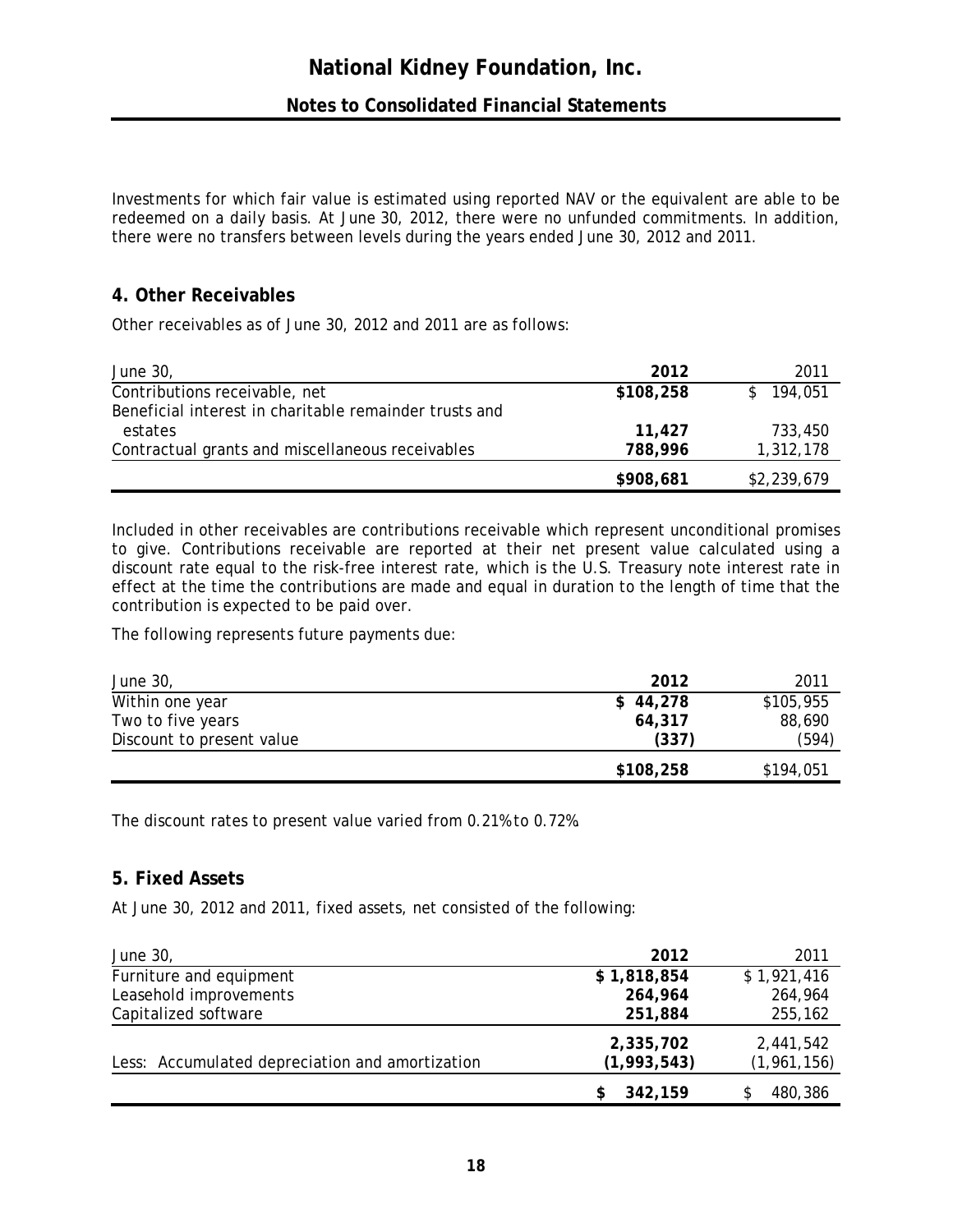Investments for which fair value is estimated using reported NAV or the equivalent are able to be redeemed on a daily basis. At June 30, 2012, there were no unfunded commitments. In addition, there were no transfers between levels during the years ended June 30, 2012 and 2011.

## 4. Other Receivables

Other receivables as of June 30, 2012 and 2011 are as follows:

| June 30, | 2012 | 2011 |
|---|---|---|
| Contributions receivable, net | **$108,258** | $ 194,051 |
| Beneficial interest in charitable remainder trusts and estates | **11,427** | 733,450 |
| Contractual grants and miscellaneous receivables | **788,996** | 1,312,178 |
| | **$908,681** | $2,239,679 |

Included in other receivables are contributions receivable which represent unconditional promises to give. Contributions receivable are reported at their net present value calculated using a discount rate equal to the risk-free interest rate, which is the U.S. Treasury note interest rate in effect at the time the contributions are made and equal in duration to the length of time that the contribution is expected to be paid over.

The following represents future payments due:

| June 30, | 2012 | 2011 |
|---|---|---|
| Within one year | **$ 44,278** | $105,955 |
| Two to five years | **64,317** | 88,690 |
| Discount to present value | **(337)** | (594) |
| | **$108,258** | $194,051 |

The discount rates to present value varied from 0.21% to 0.72%.

## 5. Fixed Assets

At June 30, 2012 and 2011, fixed assets, net consisted of the following:

| June 30, | 2012 | 2011 |
|---|---|---|
| Furniture and equipment | **$ 1,818,854** | $ 1,921,416 |
| Leasehold improvements | **264,964** | 264,964 |
| Capitalized software | **251,884** | 255,162 |
| | **2,335,702** | 2,441,542 |
| Less: Accumulated depreciation and amortization | **(1,993,543)** | (1,961,156) |
| | **$ 342,159** | $ 480,386 |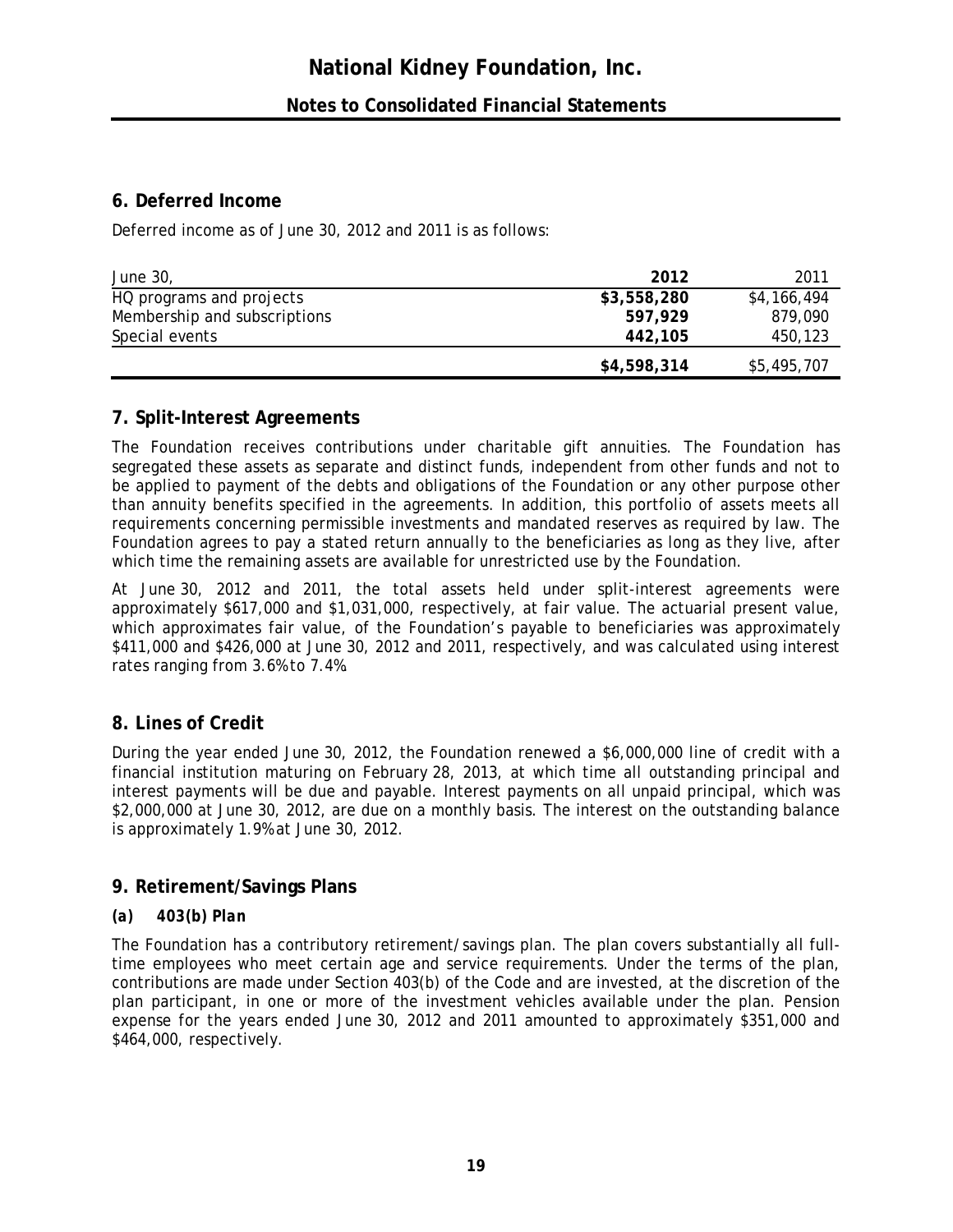# National Kidney Foundation, Inc.

## Notes to Consolidated Financial Statements

## 6. Deferred Income

Deferred income as of June 30, 2012 and 2011 is as follows:

| June 30, | **2012** | 2011 |
|---|---|---|
| HQ programs and projects | **$3,558,280** | $4,166,494 |
| Membership and subscriptions | **597,929** | 879,090 |
| Special events | **442,105** | 450,123 |
| | **$4,598,314** | $5,495,707 |

## 7. Split-Interest Agreements

The Foundation receives contributions under charitable gift annuities. The Foundation has segregated these assets as separate and distinct funds, independent from other funds and not to be applied to payment of the debts and obligations of the Foundation or any other purpose other than annuity benefits specified in the agreements. In addition, this portfolio of assets meets all requirements concerning permissible investments and mandated reserves as required by law. The Foundation agrees to pay a stated return annually to the beneficiaries as long as they live, after which time the remaining assets are available for unrestricted use by the Foundation.

At June 30, 2012 and 2011, the total assets held under split-interest agreements were approximately $617,000 and $1,031,000, respectively, at fair value. The actuarial present value, which approximates fair value, of the Foundation's payable to beneficiaries was approximately $411,000 and $426,000 at June 30, 2012 and 2011, respectively, and was calculated using interest rates ranging from 3.6% to 7.4%.

## 8. Lines of Credit

During the year ended June 30, 2012, the Foundation renewed a $6,000,000 line of credit with a financial institution maturing on February 28, 2013, at which time all outstanding principal and interest payments will be due and payable. Interest payments on all unpaid principal, which was $2,000,000 at June 30, 2012, are due on a monthly basis. The interest on the outstanding balance is approximately 1.9% at June 30, 2012.

## 9. Retirement/Savings Plans

### *(a) 403(b) Plan*

The Foundation has a contributory retirement/savings plan. The plan covers substantially all full-time employees who meet certain age and service requirements. Under the terms of the plan, contributions are made under Section 403(b) of the Code and are invested, at the discretion of the plan participant, in one or more of the investment vehicles available under the plan. Pension expense for the years ended June 30, 2012 and 2011 amounted to approximately $351,000 and $464,000, respectively.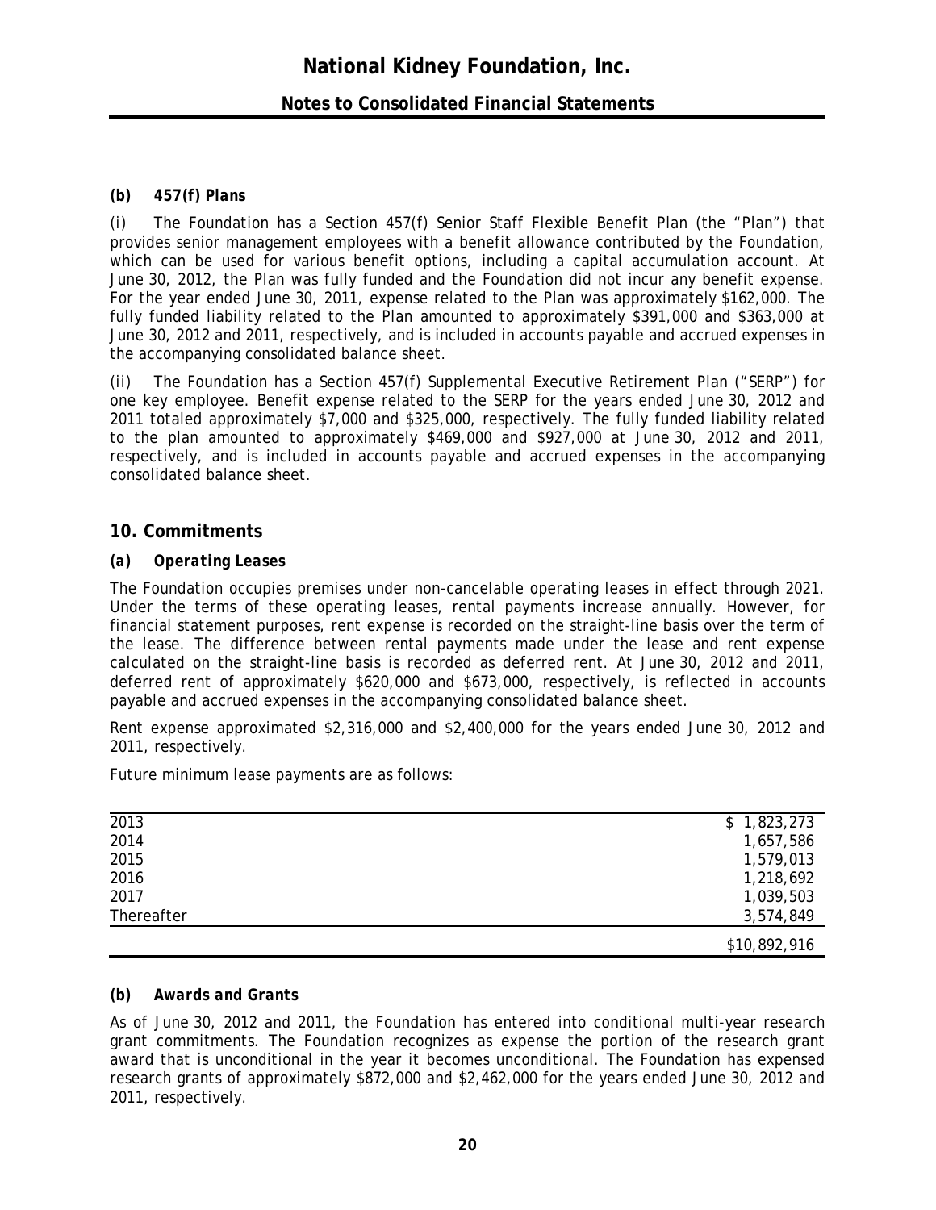### (b) *457(f) Plans*

(i) The Foundation has a Section 457(f) Senior Staff Flexible Benefit Plan (the "Plan") that provides senior management employees with a benefit allowance contributed by the Foundation, which can be used for various benefit options, including a capital accumulation account. At June 30, 2012, the Plan was fully funded and the Foundation did not incur any benefit expense. For the year ended June 30, 2011, expense related to the Plan was approximately $162,000. The fully funded liability related to the Plan amounted to approximately $391,000 and $363,000 at June 30, 2012 and 2011, respectively, and is included in accounts payable and accrued expenses in the accompanying consolidated balance sheet.

(ii) The Foundation has a Section 457(f) Supplemental Executive Retirement Plan ("SERP") for one key employee. Benefit expense related to the SERP for the years ended June 30, 2012 and 2011 totaled approximately $7,000 and $325,000, respectively. The fully funded liability related to the plan amounted to approximately $469,000 and $927,000 at June 30, 2012 and 2011, respectively, and is included in accounts payable and accrued expenses in the accompanying consolidated balance sheet.

## 10. Commitments

### (a) *Operating Leases*

The Foundation occupies premises under non-cancelable operating leases in effect through 2021. Under the terms of these operating leases, rental payments increase annually. However, for financial statement purposes, rent expense is recorded on the straight-line basis over the term of the lease. The difference between rental payments made under the lease and rent expense calculated on the straight-line basis is recorded as deferred rent. At June 30, 2012 and 2011, deferred rent of approximately $620,000 and $673,000, respectively, is reflected in accounts payable and accrued expenses in the accompanying consolidated balance sheet.

Rent expense approximated $2,316,000 and $2,400,000 for the years ended June 30, 2012 and 2011, respectively.

Future minimum lease payments are as follows:

| | |
|---|---|
| 2013 | $ 1,823,273 |
| 2014 | 1,657,586 |
| 2015 | 1,579,013 |
| 2016 | 1,218,692 |
| 2017 | 1,039,503 |
| Thereafter | 3,574,849 |
| | $10,892,916 |

### (b) *Awards and Grants*

As of June 30, 2012 and 2011, the Foundation has entered into conditional multi-year research grant commitments. The Foundation recognizes as expense the portion of the research grant award that is unconditional in the year it becomes unconditional. The Foundation has expensed research grants of approximately $872,000 and $2,462,000 for the years ended June 30, 2012 and 2011, respectively.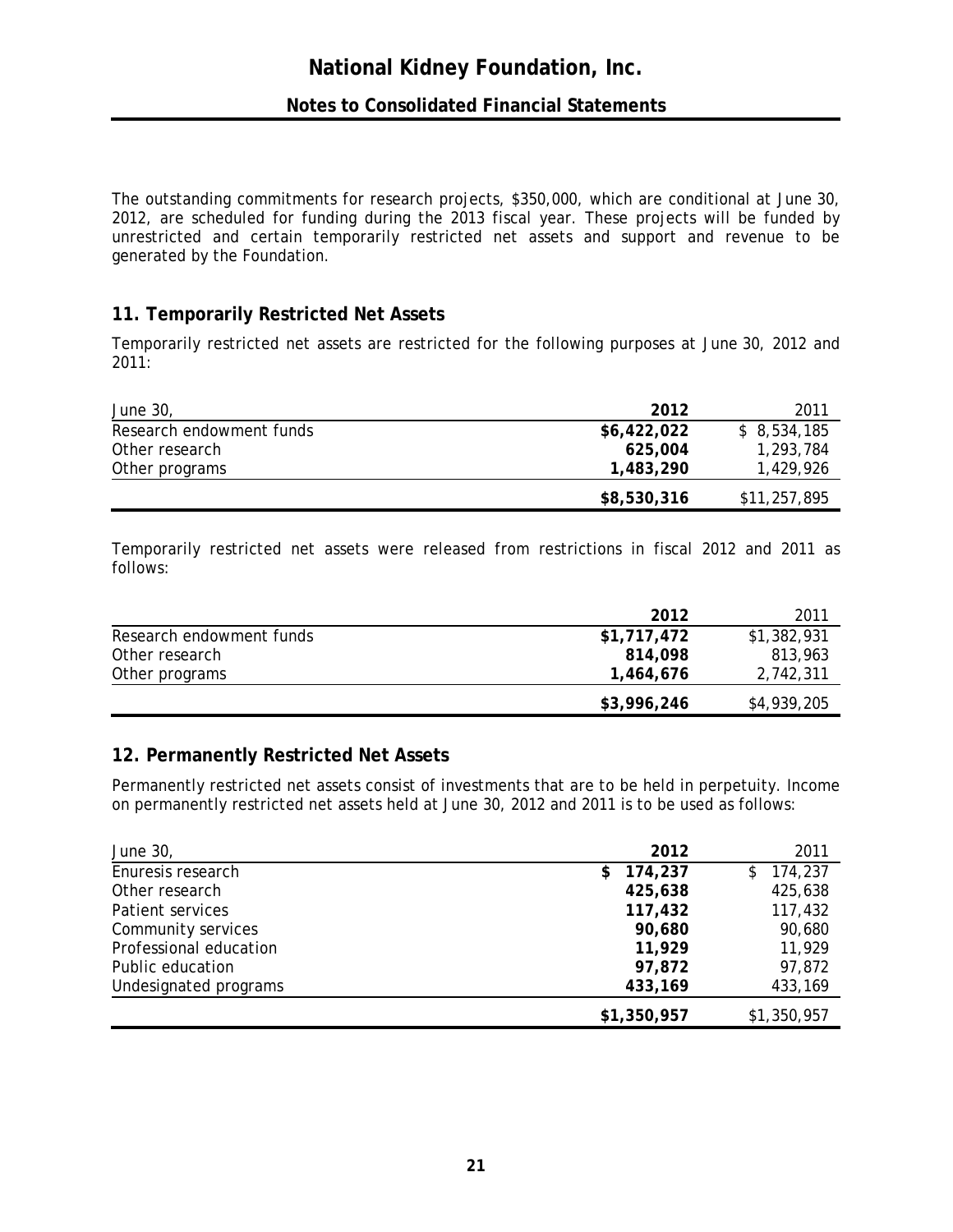The outstanding commitments for research projects, $350,000, which are conditional at June 30, 2012, are scheduled for funding during the 2013 fiscal year. These projects will be funded by unrestricted and certain temporarily restricted net assets and support and revenue to be generated by the Foundation.

## 11. Temporarily Restricted Net Assets

Temporarily restricted net assets are restricted for the following purposes at June 30, 2012 and 2011:

| June 30, | 2012 | 2011 |
|---|---|---|
| Research endowment funds | **$6,422,022** | $ 8,534,185 |
| Other research | **625,004** | 1,293,784 |
| Other programs | **1,483,290** | 1,429,926 |
| | **$8,530,316** | $11,257,895 |

Temporarily restricted net assets were released from restrictions in fiscal 2012 and 2011 as follows:

| | 2012 | 2011 |
|---|---|---|
| Research endowment funds | **$1,717,472** | $1,382,931 |
| Other research | **814,098** | 813,963 |
| Other programs | **1,464,676** | 2,742,311 |
| | **$3,996,246** | $4,939,205 |

## 12. Permanently Restricted Net Assets

Permanently restricted net assets consist of investments that are to be held in perpetuity. Income on permanently restricted net assets held at June 30, 2012 and 2011 is to be used as follows:

| June 30, | 2012 | 2011 |
|---|---|---|
| Enuresis research | **$ 174,237** | $ 174,237 |
| Other research | **425,638** | 425,638 |
| Patient services | **117,432** | 117,432 |
| Community services | **90,680** | 90,680 |
| Professional education | **11,929** | 11,929 |
| Public education | **97,872** | 97,872 |
| Undesignated programs | **433,169** | 433,169 |
| | **$1,350,957** | $1,350,957 |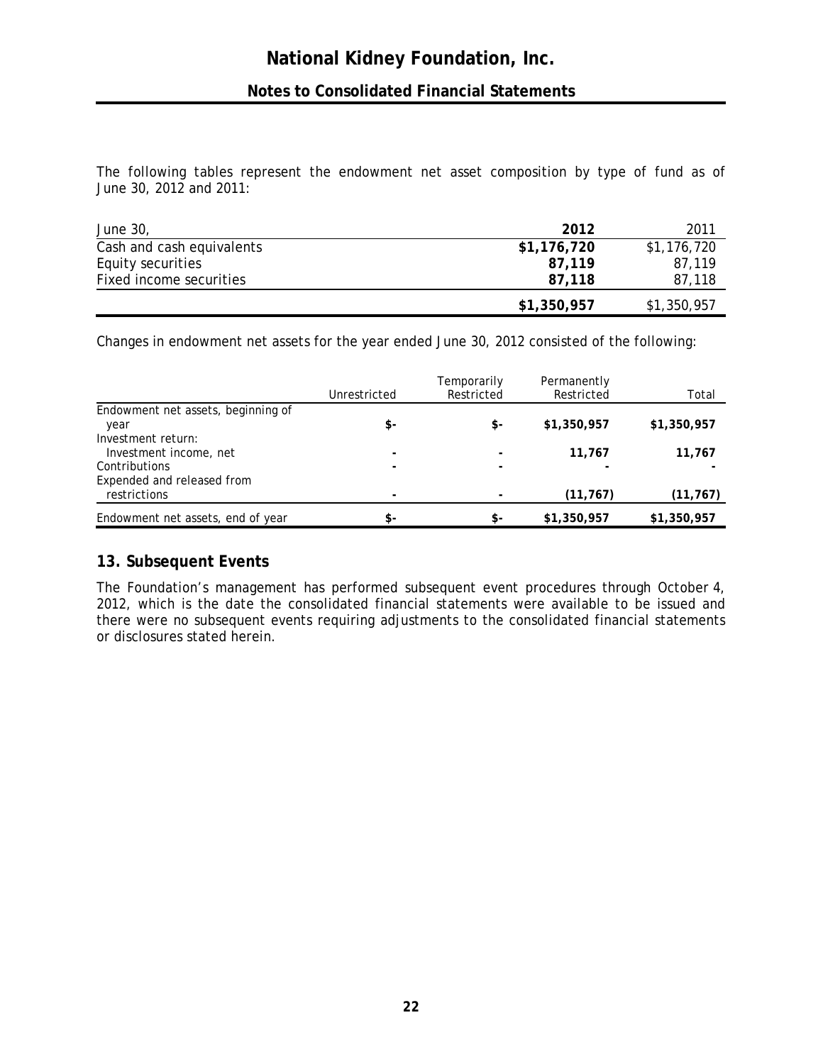The following tables represent the endowment net asset composition by type of fund as of June 30, 2012 and 2011:

| June 30, | **2012** | 2011 |
|---|---|---|
| Cash and cash equivalents | **$1,176,720** | $1,176,720 |
| Equity securities | **87,119** | 87,119 |
| Fixed income securities | **87,118** | 87,118 |
| | **$1,350,957** | $1,350,957 |

Changes in endowment net assets for the year ended June 30, 2012 consisted of the following:

| | Unrestricted | Temporarily Restricted | Permanently Restricted | Total |
|---|---|---|---|---|
| Endowment net assets, beginning of year | **$-** | **$-** | **$1,350,957** | **$1,350,957** |
| Investment return: | | | | |
| Investment income, net | **-** | **-** | **11,767** | **11,767** |
| Contributions | **-** | **-** | **-** | **-** |
| Expended and released from restrictions | **-** | **-** | **(11,767)** | **(11,767)** |
| Endowment net assets, end of year | **$-** | **$-** | **$1,350,957** | **$1,350,957** |

## 13. Subsequent Events

The Foundation's management has performed subsequent event procedures through October 4, 2012, which is the date the consolidated financial statements were available to be issued and there were no subsequent events requiring adjustments to the consolidated financial statements or disclosures stated herein.